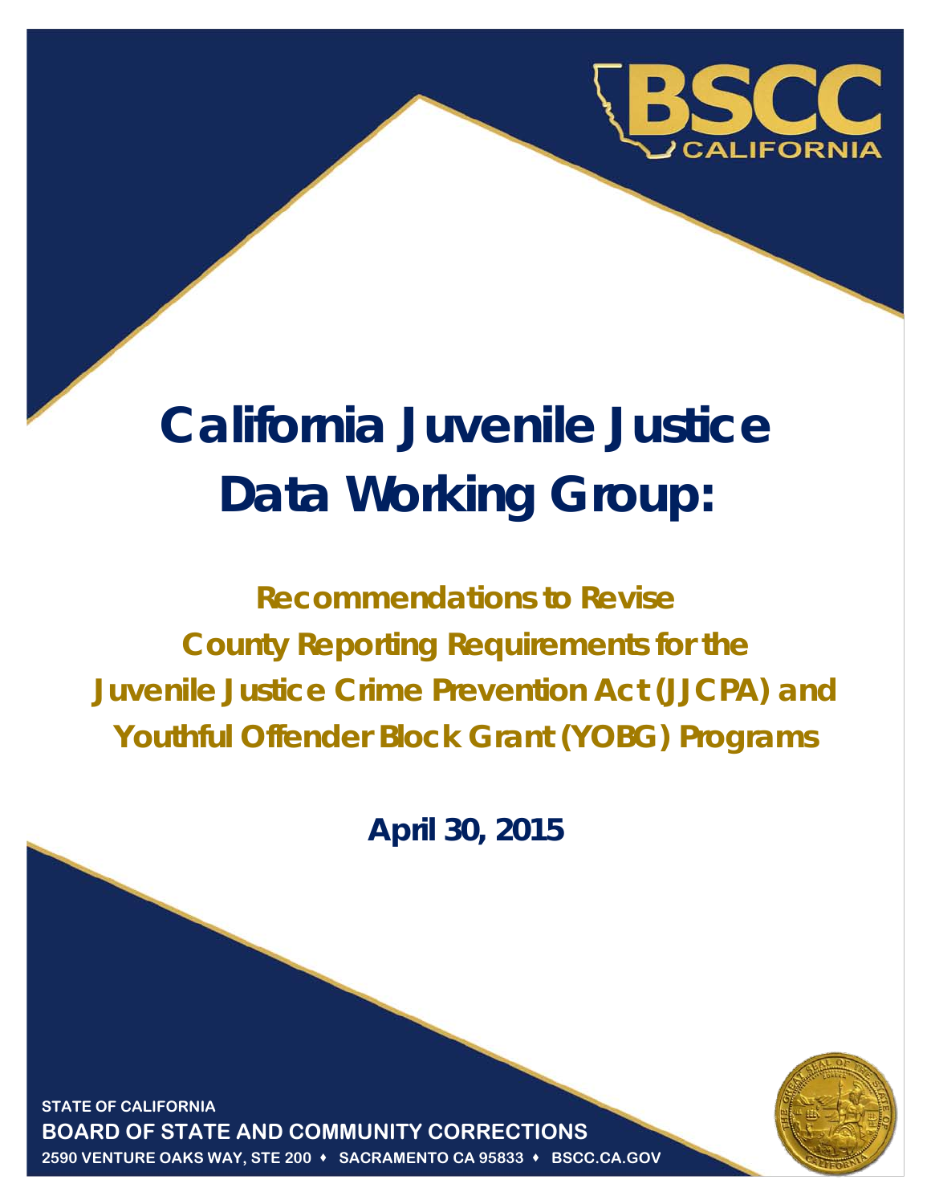BSCC CALIFORNIA

# California Juvenile Justice Data Working Group:

## Recommendations to Revise County Reporting Requirements for the Juvenile Justice Crime Prevention Act (JJCPA) and Youthful Offender Block Grant (YOBG) Programs

**April 30, 2015**

STATE OF CALIFORNIA

**BOARD OF STATE AND COMMUNITY CORRECTIONS**

2590 VENTURE OAKS WAY, STE 200 ♦ SACRAMENTO CA 95833 ♦ BSCC.CA.GOV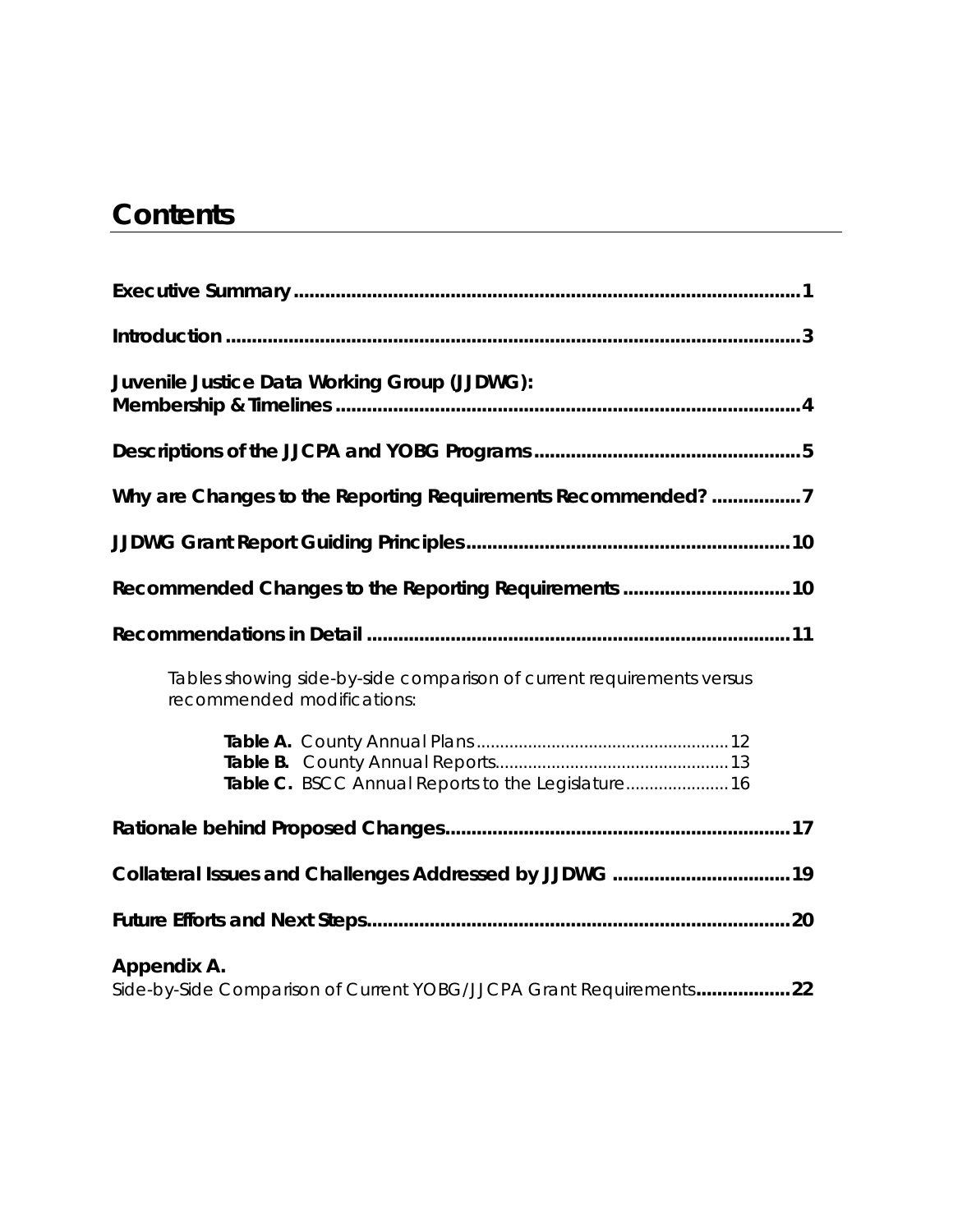# Contents

**Executive Summary** .......... 1

**Introduction** .......... 3

**Juvenile Justice Data Working Group (JJDWG): Membership & Timelines** .......... 4

**Descriptions of the JJCPA and YOBG Programs** .......... 5

**Why are Changes to the Reporting Requirements Recommended?** .......... 7

**JJDWG Grant Report Guiding Principles** .......... 10

**Recommended Changes to the Reporting Requirements** .......... 10

**Recommendations in Detail** .......... 11

Tables showing side-by-side comparison of current requirements versus recommended modifications:

- **Table A.** County Annual Plans .......... 12
- **Table B.** County Annual Reports .......... 13
- **Table C.** BSCC Annual Reports to the Legislature .......... 16

**Rationale behind Proposed Changes** .......... 17

**Collateral Issues and Challenges Addressed by JJDWG** .......... 19

**Future Efforts and Next Steps** .......... 20

**Appendix A.**
Side-by-Side Comparison of Current YOBG/JJCPA Grant Requirements .......... **22**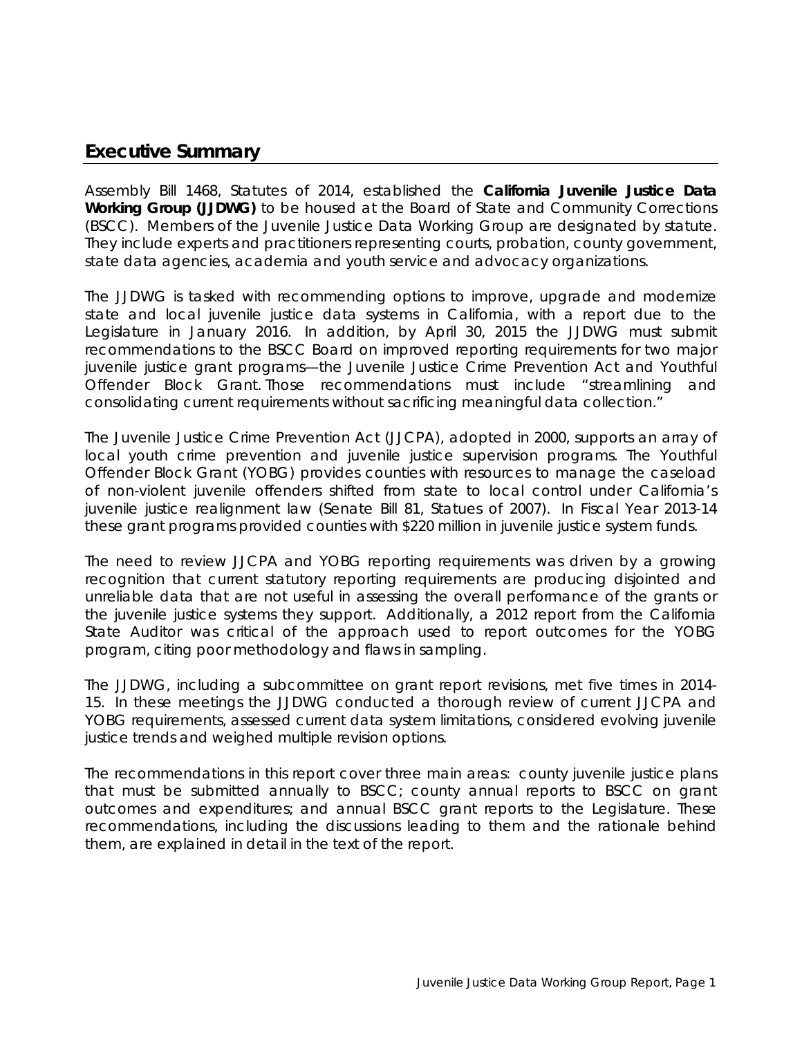## Executive Summary

Assembly Bill 1468, Statutes of 2014, established the **California Juvenile Justice Data Working Group (JJDWG)** to be housed at the Board of State and Community Corrections (BSCC). Members of the Juvenile Justice Data Working Group are designated by statute. They include experts and practitioners representing courts, probation, county government, state data agencies, academia and youth service and advocacy organizations.

The JJDWG is tasked with recommending options to improve, upgrade and modernize state and local juvenile justice data systems in California, with a report due to the Legislature in January 2016. In addition, by April 30, 2015 the JJDWG must submit recommendations to the BSCC Board on improved reporting requirements for two major juvenile justice grant programs—the Juvenile Justice Crime Prevention Act and Youthful Offender Block Grant. Those recommendations must include "streamlining and consolidating current requirements without sacrificing meaningful data collection."

The Juvenile Justice Crime Prevention Act (JJCPA), adopted in 2000, supports an array of local youth crime prevention and juvenile justice supervision programs. The Youthful Offender Block Grant (YOBG) provides counties with resources to manage the caseload of non-violent juvenile offenders shifted from state to local control under California's juvenile justice realignment law (Senate Bill 81, Statues of 2007). In Fiscal Year 2013-14 these grant programs provided counties with $220 million in juvenile justice system funds.

The need to review JJCPA and YOBG reporting requirements was driven by a growing recognition that current statutory reporting requirements are producing disjointed and unreliable data that are not useful in assessing the overall performance of the grants or the juvenile justice systems they support. Additionally, a 2012 report from the California State Auditor was critical of the approach used to report outcomes for the YOBG program, citing poor methodology and flaws in sampling.

The JJDWG, including a subcommittee on grant report revisions, met five times in 2014-15. In these meetings the JJDWG conducted a thorough review of current JJCPA and YOBG requirements, assessed current data system limitations, considered evolving juvenile justice trends and weighed multiple revision options.

The recommendations in this report cover three main areas: county juvenile justice plans that must be submitted annually to BSCC; county annual reports to BSCC on grant outcomes and expenditures; and annual BSCC grant reports to the Legislature. These recommendations, including the discussions leading to them and the rationale behind them, are explained in detail in the text of the report.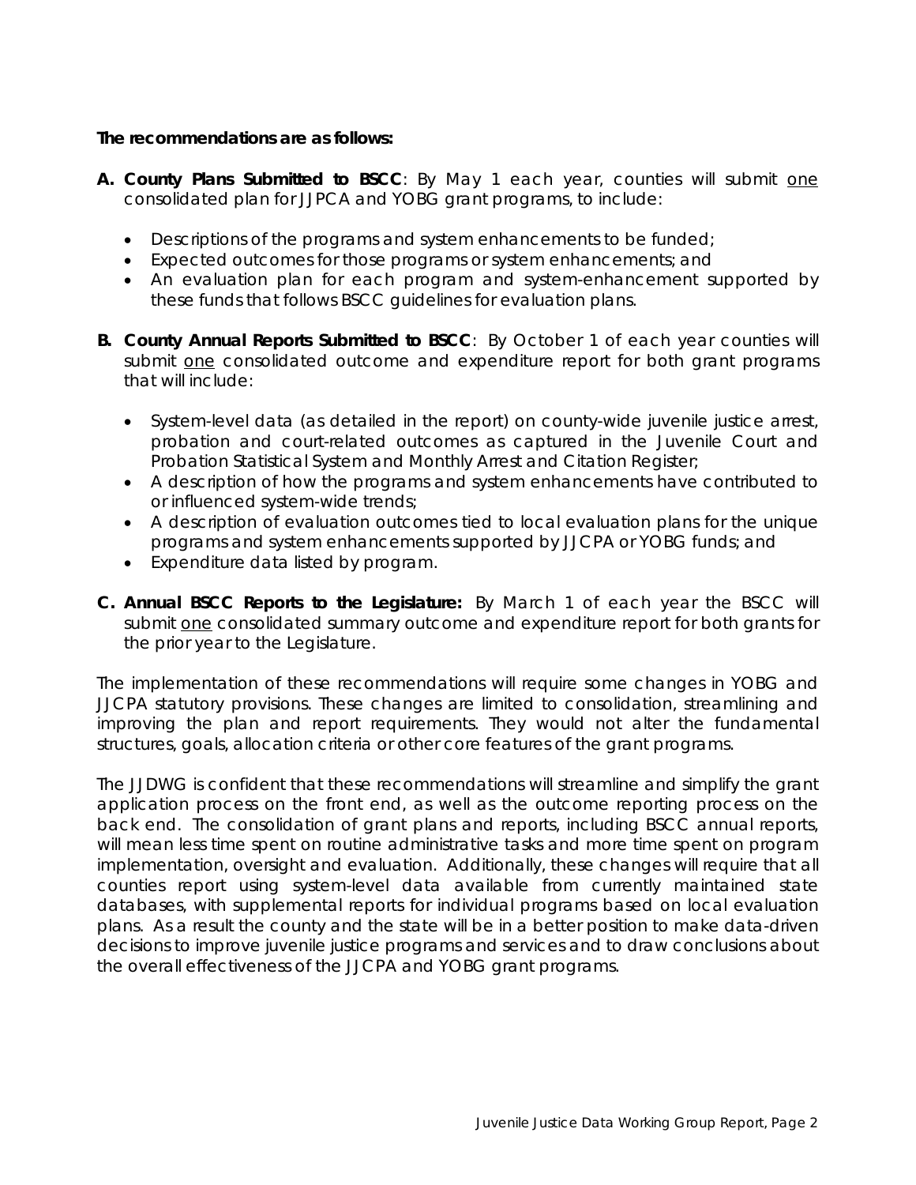**The recommendations are as follows:**

A. **County Plans Submitted to BSCC**: By May 1 each year, counties will submit <u>one</u> consolidated plan for JJPCA and YOBG grant programs, to include:

   - Descriptions of the programs and system enhancements to be funded;
   - Expected outcomes for those programs or system enhancements; and
   - An evaluation plan for each program and system-enhancement supported by these funds that follows BSCC guidelines for evaluation plans.

B. **County Annual Reports Submitted to BSCC**: By October 1 of each year counties will submit <u>one</u> consolidated outcome and expenditure report for both grant programs that will include:

   - System-level data (as detailed in the report) on county-wide juvenile justice arrest, probation and court-related outcomes as captured in the Juvenile Court and Probation Statistical System and Monthly Arrest and Citation Register;
   - A description of how the programs and system enhancements have contributed to or influenced system-wide trends;
   - A description of evaluation outcomes tied to local evaluation plans for the unique programs and system enhancements supported by JJCPA or YOBG funds; and
   - Expenditure data listed by program.

C. **Annual BSCC Reports to the Legislature:** By March 1 of each year the BSCC will submit <u>one</u> consolidated summary outcome and expenditure report for both grants for the prior year to the Legislature.

The implementation of these recommendations will require some changes in YOBG and JJCPA statutory provisions. These changes are limited to consolidation, streamlining and improving the plan and report requirements. They would not alter the fundamental structures, goals, allocation criteria or other core features of the grant programs.

The JJDWG is confident that these recommendations will streamline and simplify the grant application process on the front end, as well as the outcome reporting process on the back end. The consolidation of grant plans and reports, including BSCC annual reports, will mean less time spent on routine administrative tasks and more time spent on program implementation, oversight and evaluation. Additionally, these changes will require that all counties report using system-level data available from currently maintained state databases, with supplemental reports for individual programs based on local evaluation plans. As a result the county and the state will be in a better position to make data-driven decisions to improve juvenile justice programs and services and to draw conclusions about the overall effectiveness of the JJCPA and YOBG grant programs.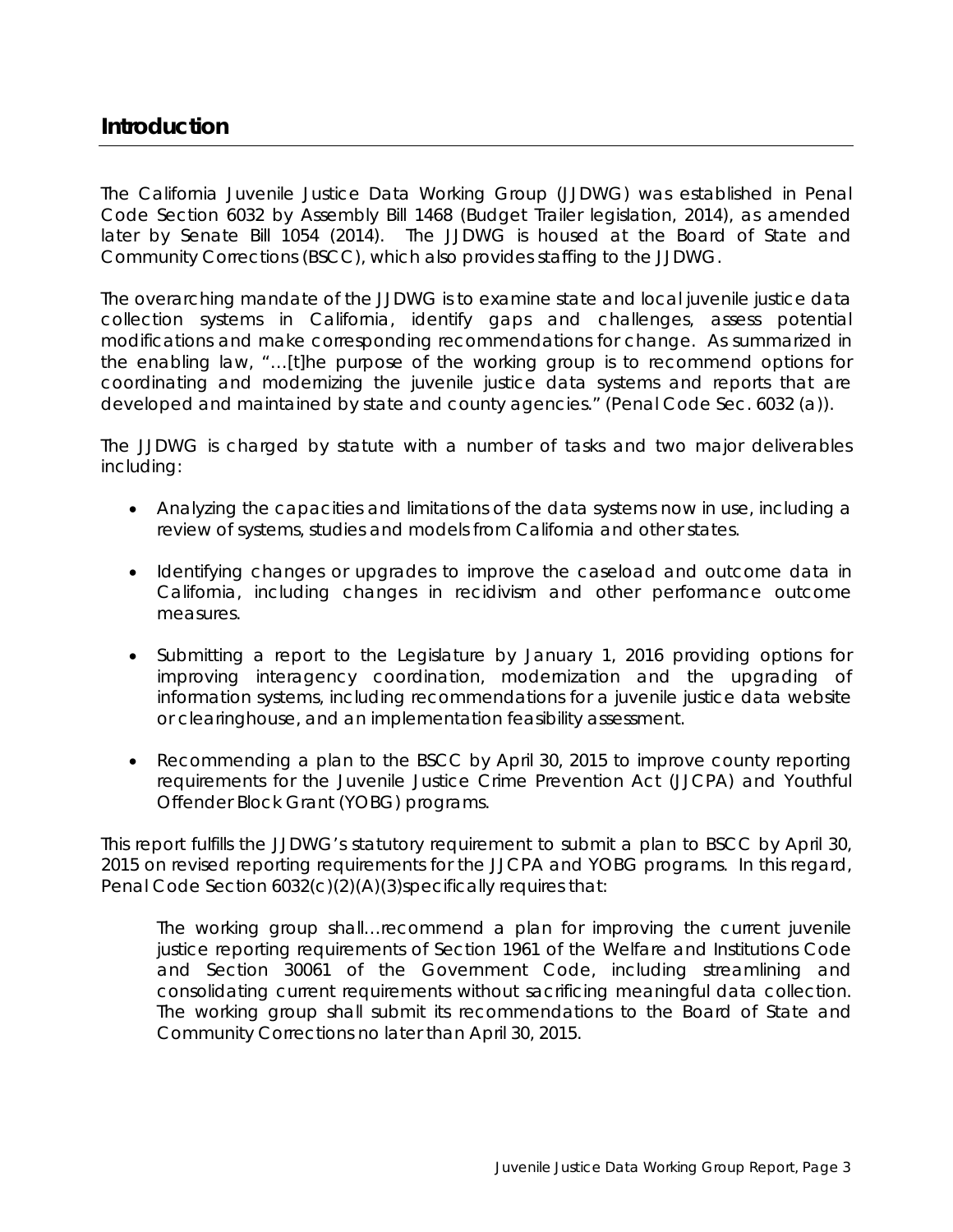## Introduction

The California Juvenile Justice Data Working Group (JJDWG) was established in Penal Code Section 6032 by Assembly Bill 1468 (Budget Trailer legislation, 2014), as amended later by Senate Bill 1054 (2014). The JJDWG is housed at the Board of State and Community Corrections (BSCC), which also provides staffing to the JJDWG.

The overarching mandate of the JJDWG is to examine state and local juvenile justice data collection systems in California, identify gaps and challenges, assess potential modifications and make corresponding recommendations for change. As summarized in the enabling law, "…[t]he purpose of the working group is to recommend options for coordinating and modernizing the juvenile justice data systems and reports that are developed and maintained by state and county agencies." (Penal Code Sec. 6032 (a)).

The JJDWG is charged by statute with a number of tasks and two major deliverables including:

- Analyzing the capacities and limitations of the data systems now in use, including a review of systems, studies and models from California and other states.
- Identifying changes or upgrades to improve the caseload and outcome data in California, including changes in recidivism and other performance outcome measures.
- Submitting a report to the Legislature by January 1, 2016 providing options for improving interagency coordination, modernization and the upgrading of information systems, including recommendations for a juvenile justice data website or clearinghouse, and an implementation feasibility assessment.
- Recommending a plan to the BSCC by April 30, 2015 to improve county reporting requirements for the Juvenile Justice Crime Prevention Act (JJCPA) and Youthful Offender Block Grant (YOBG) programs.

This report fulfills the JJDWG's statutory requirement to submit a plan to BSCC by April 30, 2015 on revised reporting requirements for the JJCPA and YOBG programs. In this regard, Penal Code Section 6032(c)(2)(A)(3)specifically requires that:

> The working group shall…recommend a plan for improving the current juvenile justice reporting requirements of Section 1961 of the Welfare and Institutions Code and Section 30061 of the Government Code, including streamlining and consolidating current requirements without sacrificing meaningful data collection. The working group shall submit its recommendations to the Board of State and Community Corrections no later than April 30, 2015.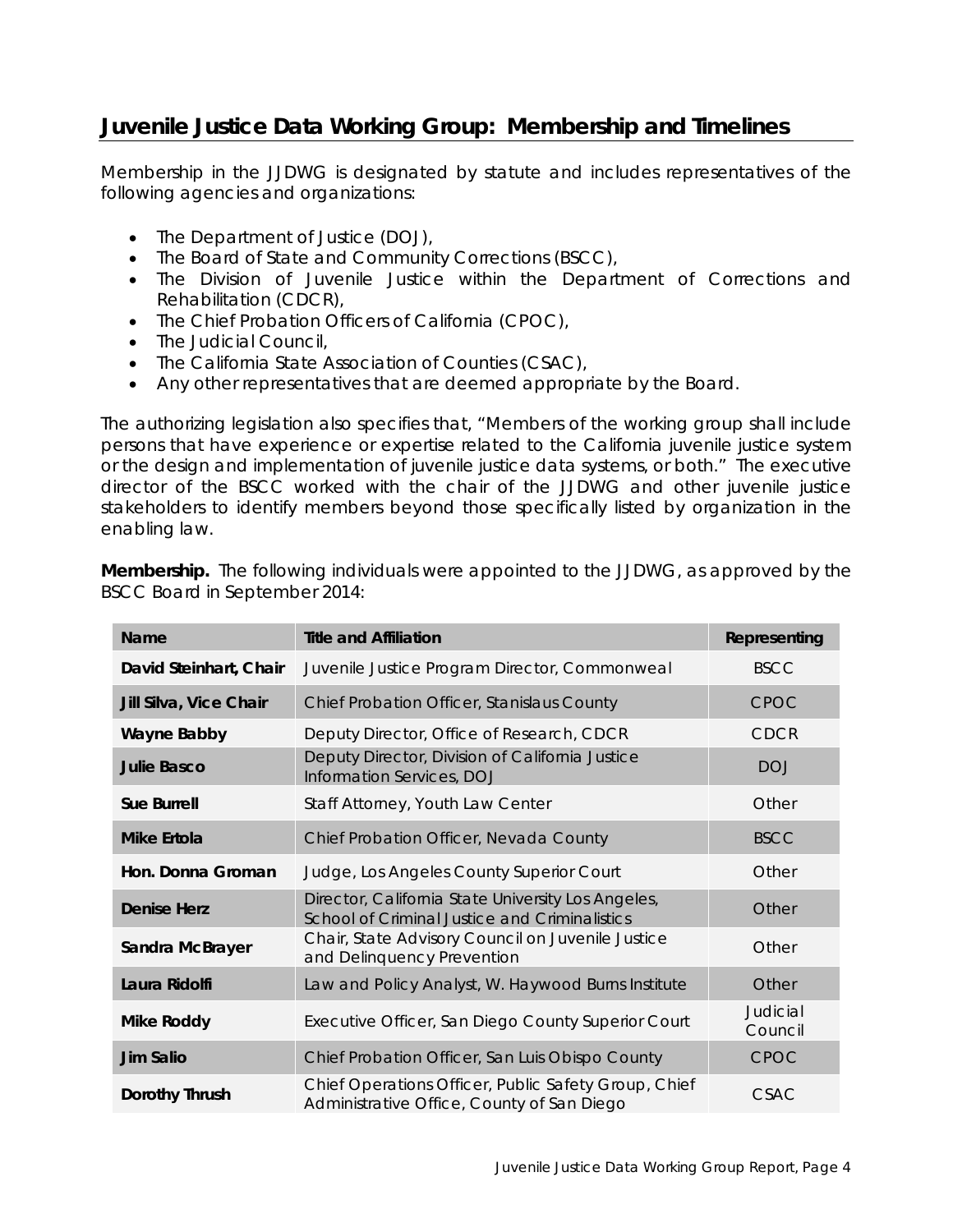## Juvenile Justice Data Working Group: Membership and Timelines

Membership in the JJDWG is designated by statute and includes representatives of the following agencies and organizations:

- The Department of Justice (DOJ),
- The Board of State and Community Corrections (BSCC),
- The Division of Juvenile Justice within the Department of Corrections and Rehabilitation (CDCR),
- The Chief Probation Officers of California (CPOC),
- The Judicial Council,
- The California State Association of Counties (CSAC),
- Any other representatives that are deemed appropriate by the Board.

The authorizing legislation also specifies that, "Members of the working group shall include persons that have experience or expertise related to the California juvenile justice system or the design and implementation of juvenile justice data systems, or both." The executive director of the BSCC worked with the chair of the JJDWG and other juvenile justice stakeholders to identify members beyond those specifically listed by organization in the enabling law.

**Membership.** The following individuals were appointed to the JJDWG, as approved by the BSCC Board in September 2014:

| Name | Title and Affiliation | Representing |
|---|---|---|
| **David Steinhart, Chair** | Juvenile Justice Program Director, Commonweal | BSCC |
| **Jill Silva, Vice Chair** | Chief Probation Officer, Stanislaus County | CPOC |
| **Wayne Babby** | Deputy Director, Office of Research, CDCR | CDCR |
| **Julie Basco** | Deputy Director, Division of California Justice Information Services, DOJ | DOJ |
| **Sue Burrell** | Staff Attorney, Youth Law Center | Other |
| **Mike Ertola** | Chief Probation Officer, Nevada County | BSCC |
| **Hon. Donna Groman** | Judge, Los Angeles County Superior Court | Other |
| **Denise Herz** | Director, California State University Los Angeles, School of Criminal Justice and Criminalistics | Other |
| **Sandra McBrayer** | Chair, State Advisory Council on Juvenile Justice and Delinquency Prevention | Other |
| **Laura Ridolfi** | Law and Policy Analyst, W. Haywood Burns Institute | Other |
| **Mike Roddy** | Executive Officer, San Diego County Superior Court | Judicial Council |
| **Jim Salio** | Chief Probation Officer, San Luis Obispo County | CPOC |
| **Dorothy Thrush** | Chief Operations Officer, Public Safety Group, Chief Administrative Office, County of San Diego | CSAC |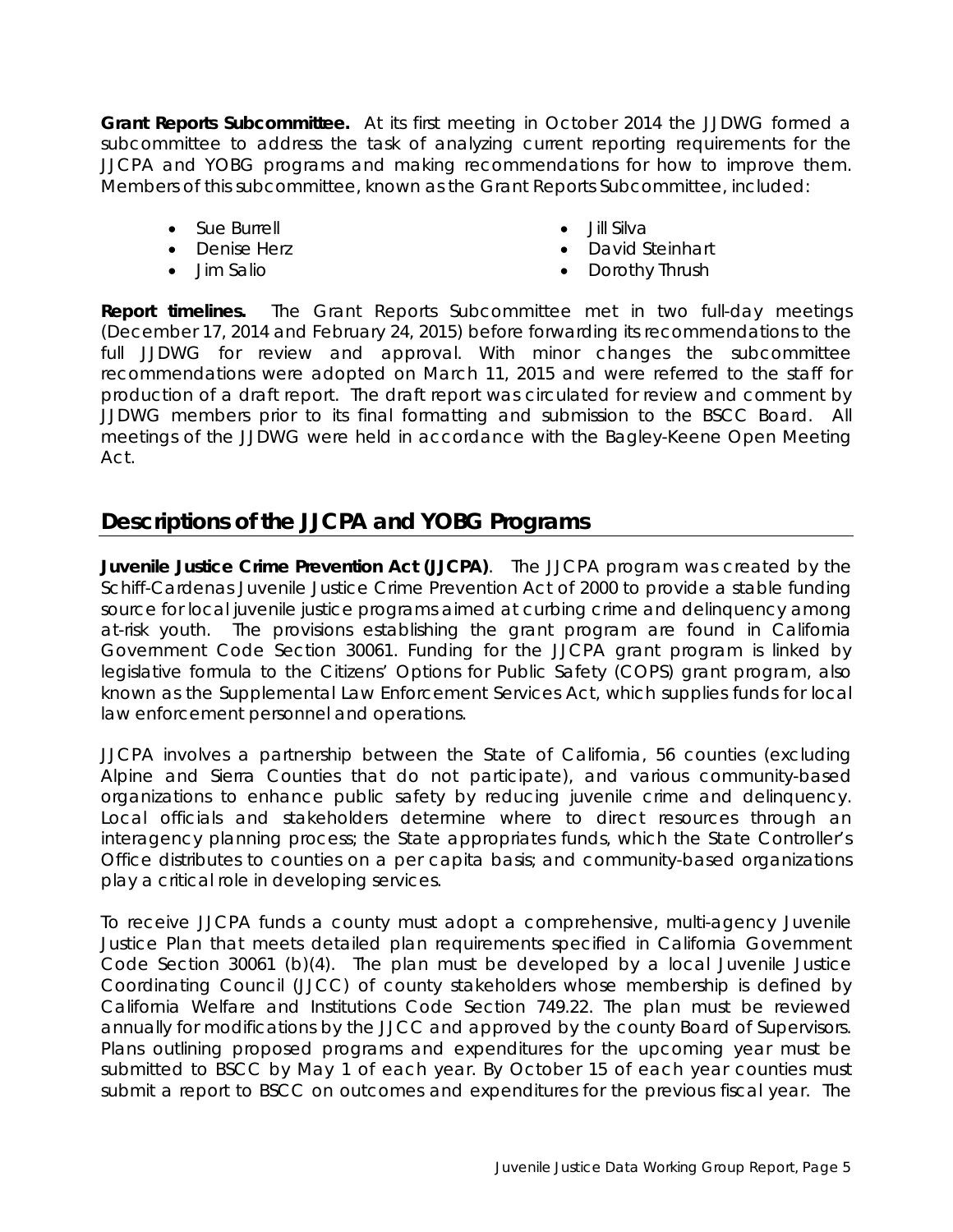**Grant Reports Subcommittee.** At its first meeting in October 2014 the JJDWG formed a subcommittee to address the task of analyzing current reporting requirements for the JJCPA and YOBG programs and making recommendations for how to improve them. Members of this subcommittee, known as the Grant Reports Subcommittee, included:

- Sue Burrell
- Denise Herz
- Jim Salio
- Jill Silva
- David Steinhart
- Dorothy Thrush

**Report timelines.** The Grant Reports Subcommittee met in two full-day meetings (December 17, 2014 and February 24, 2015) before forwarding its recommendations to the full JJDWG for review and approval. With minor changes the subcommittee recommendations were adopted on March 11, 2015 and were referred to the staff for production of a draft report. The draft report was circulated for review and comment by JJDWG members prior to its final formatting and submission to the BSCC Board. All meetings of the JJDWG were held in accordance with the Bagley-Keene Open Meeting Act.

## Descriptions of the JJCPA and YOBG Programs

**Juvenile Justice Crime Prevention Act (JJCPA)**. The JJCPA program was created by the Schiff-Cardenas Juvenile Justice Crime Prevention Act of 2000 to provide a stable funding source for local juvenile justice programs aimed at curbing crime and delinquency among at-risk youth. The provisions establishing the grant program are found in California Government Code Section 30061. Funding for the JJCPA grant program is linked by legislative formula to the Citizens' Options for Public Safety (COPS) grant program, also known as the Supplemental Law Enforcement Services Act, which supplies funds for local law enforcement personnel and operations.

JJCPA involves a partnership between the State of California, 56 counties (excluding Alpine and Sierra Counties that do not participate), and various community-based organizations to enhance public safety by reducing juvenile crime and delinquency. Local officials and stakeholders determine where to direct resources through an interagency planning process; the State appropriates funds, which the State Controller's Office distributes to counties on a per capita basis; and community-based organizations play a critical role in developing services.

To receive JJCPA funds a county must adopt a comprehensive, multi-agency Juvenile Justice Plan that meets detailed plan requirements specified in California Government Code Section 30061 (b)(4). The plan must be developed by a local Juvenile Justice Coordinating Council (JJCC) of county stakeholders whose membership is defined by California Welfare and Institutions Code Section 749.22. The plan must be reviewed annually for modifications by the JJCC and approved by the county Board of Supervisors. Plans outlining proposed programs and expenditures for the upcoming year must be submitted to BSCC by May 1 of each year. By October 15 of each year counties must submit a report to BSCC on outcomes and expenditures for the previous fiscal year. The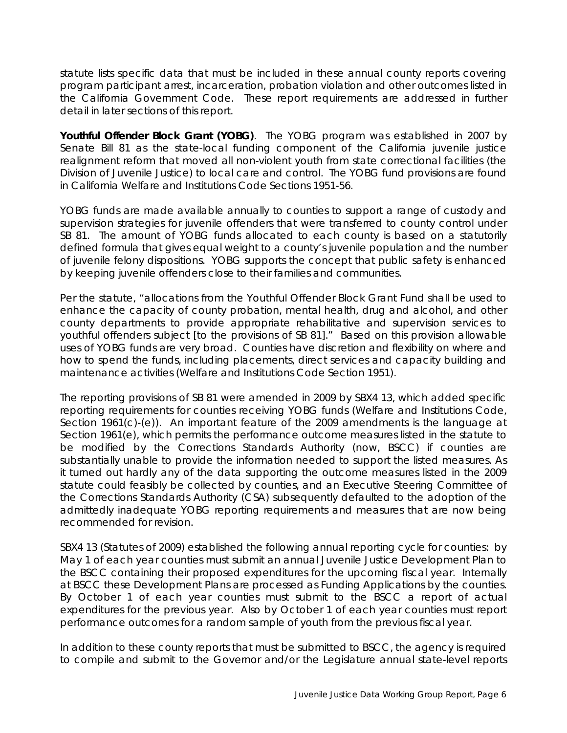statute lists specific data that must be included in these annual county reports covering program participant arrest, incarceration, probation violation and other outcomes listed in the California Government Code. These report requirements are addressed in further detail in later sections of this report.

**Youthful Offender Block Grant (YOBG)**. The YOBG program was established in 2007 by Senate Bill 81 as the state-local funding component of the California juvenile justice realignment reform that moved all non-violent youth from state correctional facilities (the Division of Juvenile Justice) to local care and control. The YOBG fund provisions are found in California Welfare and Institutions Code Sections 1951-56.

YOBG funds are made available annually to counties to support a range of custody and supervision strategies for juvenile offenders that were transferred to county control under SB 81. The amount of YOBG funds allocated to each county is based on a statutorily defined formula that gives equal weight to a county's juvenile population and the number of juvenile felony dispositions. YOBG supports the concept that public safety is enhanced by keeping juvenile offenders close to their families and communities.

Per the statute, "allocations from the Youthful Offender Block Grant Fund shall be used to enhance the capacity of county probation, mental health, drug and alcohol, and other county departments to provide appropriate rehabilitative and supervision services to youthful offenders subject [to the provisions of SB 81]." Based on this provision allowable uses of YOBG funds are very broad. Counties have discretion and flexibility on where and how to spend the funds, including placements, direct services and capacity building and maintenance activities (Welfare and Institutions Code Section 1951).

The reporting provisions of SB 81 were amended in 2009 by SBX4 13, which added specific reporting requirements for counties receiving YOBG funds (Welfare and Institutions Code, Section 1961(c)-(e)). An important feature of the 2009 amendments is the language at Section 1961(e), which permits the performance outcome measures listed in the statute to be modified by the Corrections Standards Authority (now, BSCC) if counties are substantially unable to provide the information needed to support the listed measures. As it turned out hardly any of the data supporting the outcome measures listed in the 2009 statute could feasibly be collected by counties, and an Executive Steering Committee of the Corrections Standards Authority (CSA) subsequently defaulted to the adoption of the admittedly inadequate YOBG reporting requirements and measures that are now being recommended for revision.

SBX4 13 (Statutes of 2009) established the following annual reporting cycle for counties: by May 1 of each year counties must submit an annual Juvenile Justice Development Plan to the BSCC containing their proposed expenditures for the upcoming fiscal year. Internally at BSCC these Development Plans are processed as Funding Applications by the counties. By October 1 of each year counties must submit to the BSCC a report of actual expenditures for the previous year. Also by October 1 of each year counties must report performance outcomes for a random sample of youth from the previous fiscal year.

In addition to these county reports that must be submitted to BSCC, the agency is required to compile and submit to the Governor and/or the Legislature annual state-level reports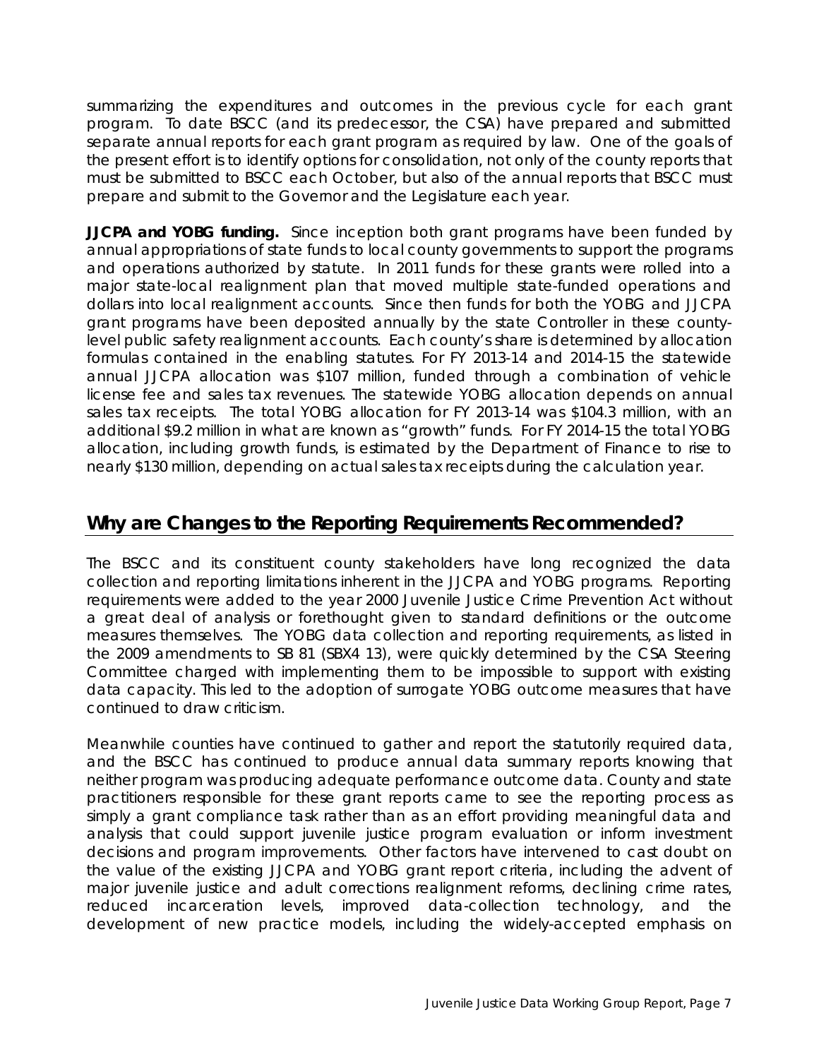summarizing the expenditures and outcomes in the previous cycle for each grant program. To date BSCC (and its predecessor, the CSA) have prepared and submitted separate annual reports for each grant program as required by law. One of the goals of the present effort is to identify options for consolidation, not only of the county reports that must be submitted to BSCC each October, but also of the annual reports that BSCC must prepare and submit to the Governor and the Legislature each year.

***JJCPA and YOBG funding.*** *Since inception both grant programs have been funded by annual appropriations of state funds to local county governments to support the programs and operations authorized by statute. In 2011 funds for these grants were rolled into a major state-local realignment plan that moved multiple state-funded operations and dollars into local realignment accounts. Since then funds for both the YOBG and JJCPA grant programs have been deposited annually by the state Controller in these county-level public safety realignment accounts. Each county's share is determined by allocation formulas contained in the enabling statutes. For FY 2013-14 and 2014-15 the statewide annual JJCPA allocation was $107 million, funded through a combination of vehicle license fee and sales tax revenues. The statewide YOBG allocation depends on annual sales tax receipts. The total YOBG allocation for FY 2013-14 was $104.3 million, with an additional $9.2 million in what are known as "growth" funds. For FY 2014-15 the total YOBG allocation, including growth funds, is estimated by the Department of Finance to rise to nearly $130 million, depending on actual sales tax receipts during the calculation year.*

## Why are Changes to the Reporting Requirements Recommended?

The BSCC and its constituent county stakeholders have long recognized the data collection and reporting limitations inherent in the JJCPA and YOBG programs. Reporting requirements were added to the year 2000 Juvenile Justice Crime Prevention Act without a great deal of analysis or forethought given to standard definitions or the outcome measures themselves. The YOBG data collection and reporting requirements, as listed in the 2009 amendments to SB 81 (SBX4 13), were quickly determined by the CSA Steering Committee charged with implementing them to be impossible to support with existing data capacity. This led to the adoption of surrogate YOBG outcome measures that have continued to draw criticism.

Meanwhile counties have continued to gather and report the statutorily required data, and the BSCC has continued to produce annual data summary reports knowing that neither program was producing adequate performance outcome data. County and state practitioners responsible for these grant reports came to see the reporting process as simply a grant compliance task rather than as an effort providing meaningful data and analysis that could support juvenile justice program evaluation or inform investment decisions and program improvements. Other factors have intervened to cast doubt on the value of the existing JJCPA and YOBG grant report criteria, including the advent of major juvenile justice and adult corrections realignment reforms, declining crime rates, reduced incarceration levels, improved data-collection technology, and the development of new practice models, including the widely-accepted emphasis on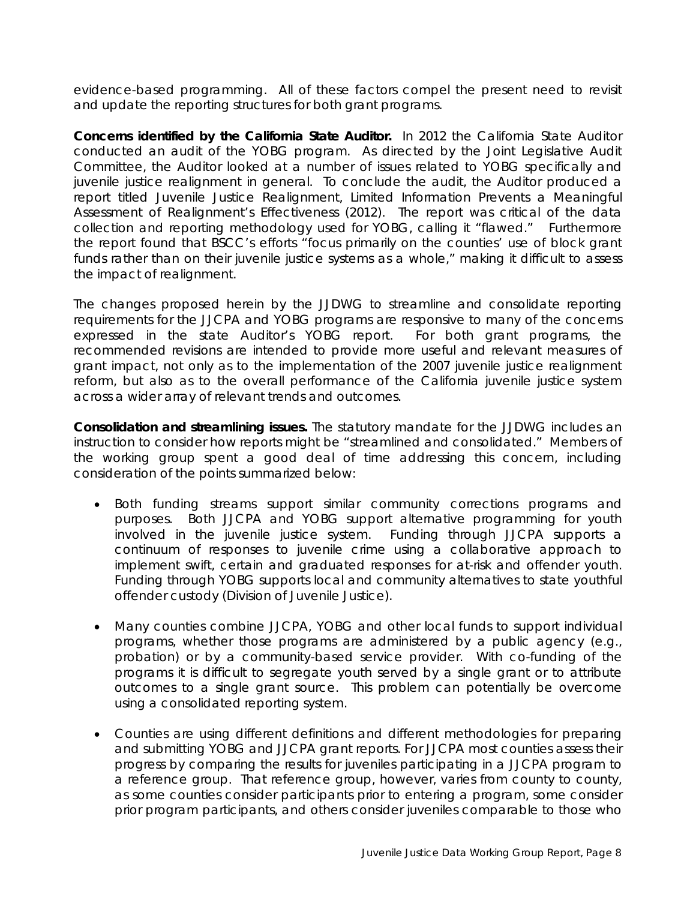evidence-based programming. All of these factors compel the present need to revisit and update the reporting structures for both grant programs.

**Concerns identified by the California State Auditor.** In 2012 the California State Auditor conducted an audit of the YOBG program. As directed by the Joint Legislative Audit Committee, the Auditor looked at a number of issues related to YOBG specifically and juvenile justice realignment in general. To conclude the audit, the Auditor produced a report titled Juvenile Justice Realignment, Limited Information Prevents a Meaningful Assessment of Realignment's Effectiveness (2012). The report was critical of the data collection and reporting methodology used for YOBG, calling it "flawed." Furthermore the report found that BSCC's efforts "focus primarily on the counties' use of block grant funds rather than on their juvenile justice systems as a whole," making it difficult to assess the impact of realignment.

The changes proposed herein by the JJDWG to streamline and consolidate reporting requirements for the JJCPA and YOBG programs are responsive to many of the concerns expressed in the state Auditor's YOBG report. For both grant programs, the recommended revisions are intended to provide more useful and relevant measures of grant impact, not only as to the implementation of the 2007 juvenile justice realignment reform, but also as to the overall performance of the California juvenile justice system across a wider array of relevant trends and outcomes.

**Consolidation and streamlining issues.** The statutory mandate for the JJDWG includes an instruction to consider how reports might be "streamlined and consolidated." Members of the working group spent a good deal of time addressing this concern, including consideration of the points summarized below:

- Both funding streams support similar community corrections programs and purposes. Both JJCPA and YOBG support alternative programming for youth involved in the juvenile justice system. Funding through JJCPA supports a continuum of responses to juvenile crime using a collaborative approach to implement swift, certain and graduated responses for at-risk and offender youth. Funding through YOBG supports local and community alternatives to state youthful offender custody (Division of Juvenile Justice).

- Many counties combine JJCPA, YOBG and other local funds to support individual programs, whether those programs are administered by a public agency (e.g., probation) or by a community-based service provider. With co-funding of the programs it is difficult to segregate youth served by a single grant or to attribute outcomes to a single grant source. This problem can potentially be overcome using a consolidated reporting system.

- Counties are using different definitions and different methodologies for preparing and submitting YOBG and JJCPA grant reports. For JJCPA most counties assess their progress by comparing the results for juveniles participating in a JJCPA program to a reference group. That reference group, however, varies from county to county, as some counties consider participants prior to entering a program, some consider prior program participants, and others consider juveniles comparable to those who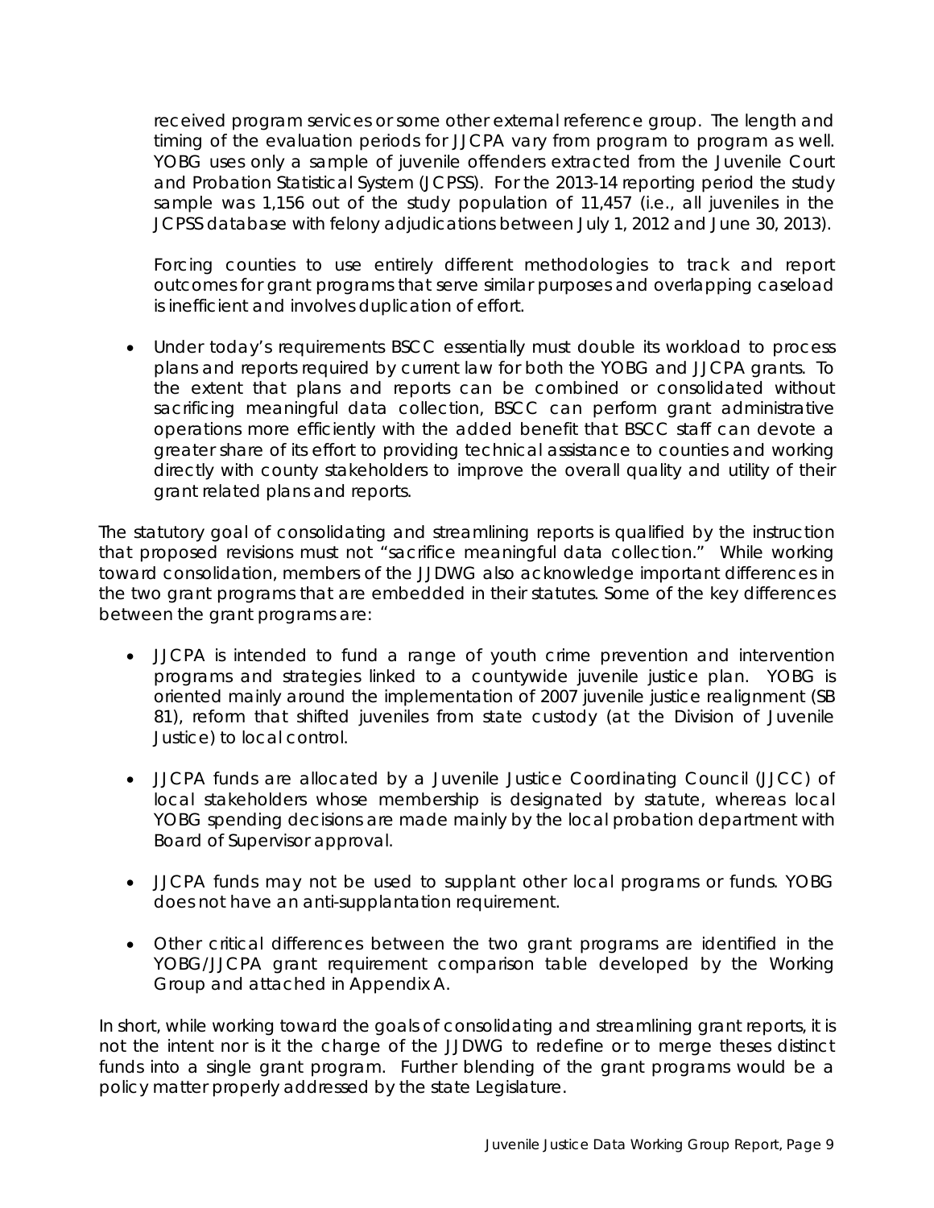received program services or some other external reference group. The length and timing of the evaluation periods for JJCPA vary from program to program as well. YOBG uses only a sample of juvenile offenders extracted from the Juvenile Court and Probation Statistical System (JCPSS). For the 2013-14 reporting period the study sample was 1,156 out of the study population of 11,457 (i.e., all juveniles in the JCPSS database with felony adjudications between July 1, 2012 and June 30, 2013).

Forcing counties to use entirely different methodologies to track and report outcomes for grant programs that serve similar purposes and overlapping caseload is inefficient and involves duplication of effort.

- Under today's requirements BSCC essentially must double its workload to process plans and reports required by current law for both the YOBG and JJCPA grants. To the extent that plans and reports can be combined or consolidated without sacrificing meaningful data collection, BSCC can perform grant administrative operations more efficiently with the added benefit that BSCC staff can devote a greater share of its effort to providing technical assistance to counties and working directly with county stakeholders to improve the overall quality and utility of their grant related plans and reports.

The statutory goal of consolidating and streamlining reports is qualified by the instruction that proposed revisions must not "sacrifice meaningful data collection." While working toward consolidation, members of the JJDWG also acknowledge important differences in the two grant programs that are embedded in their statutes. Some of the key differences between the grant programs are:

- JJCPA is intended to fund a range of youth crime prevention and intervention programs and strategies linked to a countywide juvenile justice plan. YOBG is oriented mainly around the implementation of 2007 juvenile justice realignment (SB 81), reform that shifted juveniles from state custody (at the Division of Juvenile Justice) to local control.

- JJCPA funds are allocated by a Juvenile Justice Coordinating Council (JJCC) of local stakeholders whose membership is designated by statute, whereas local YOBG spending decisions are made mainly by the local probation department with Board of Supervisor approval.

- JJCPA funds may not be used to supplant other local programs or funds. YOBG does not have an anti-supplantation requirement.

- Other critical differences between the two grant programs are identified in the YOBG/JJCPA grant requirement comparison table developed by the Working Group and attached in Appendix A.

In short, while working toward the goals of consolidating and streamlining grant reports, it is not the intent nor is it the charge of the JJDWG to redefine or to merge theses distinct funds into a single grant program. Further blending of the grant programs would be a policy matter properly addressed by the state Legislature.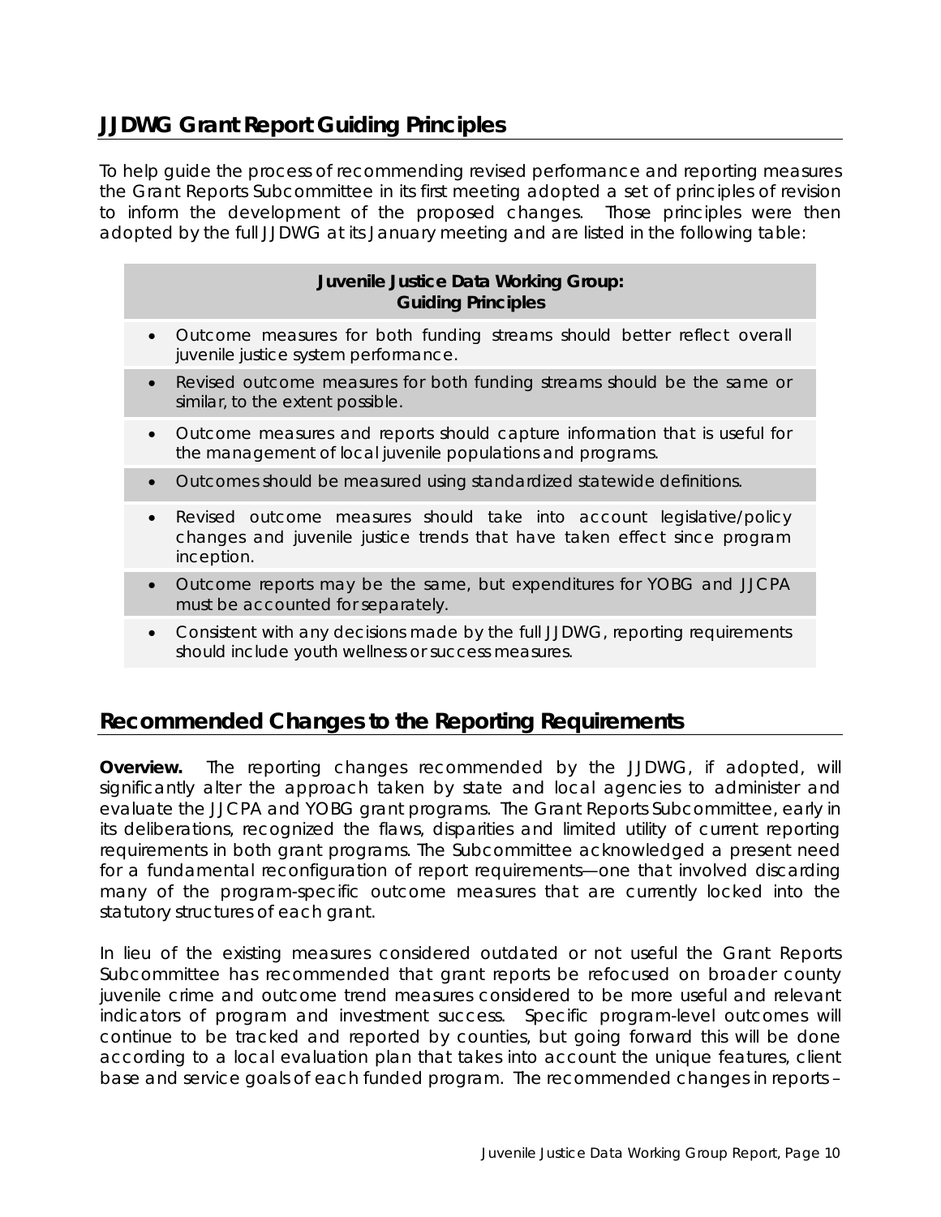## JJDWG Grant Report Guiding Principles

To help guide the process of recommending revised performance and reporting measures the Grant Reports Subcommittee in its first meeting adopted a set of principles of revision to inform the development of the proposed changes. Those principles were then adopted by the full JJDWG at its January meeting and are listed in the following table:

| Juvenile Justice Data Working Group: Guiding Principles |
|---|
| • Outcome measures for both funding streams should better reflect overall juvenile justice system performance. |
| • Revised outcome measures for both funding streams should be the same or similar, to the extent possible. |
| • Outcome measures and reports should capture information that is useful for the management of local juvenile populations and programs. |
| • Outcomes should be measured using standardized statewide definitions. |
| • Revised outcome measures should take into account legislative/policy changes and juvenile justice trends that have taken effect since program inception. |
| • Outcome reports may be the same, but expenditures for YOBG and JJCPA must be accounted for separately. |
| • Consistent with any decisions made by the full JJDWG, reporting requirements should include youth wellness or success measures. |

## Recommended Changes to the Reporting Requirements

**Overview.** The reporting changes recommended by the JJDWG, if adopted, will significantly alter the approach taken by state and local agencies to administer and evaluate the JJCPA and YOBG grant programs. The Grant Reports Subcommittee, early in its deliberations, recognized the flaws, disparities and limited utility of current reporting requirements in both grant programs. The Subcommittee acknowledged a present need for a fundamental reconfiguration of report requirements—one that involved discarding many of the program-specific outcome measures that are currently locked into the statutory structures of each grant.

In lieu of the existing measures considered outdated or not useful the Grant Reports Subcommittee has recommended that grant reports be refocused on broader county juvenile crime and outcome trend measures considered to be more useful and relevant indicators of program and investment success. Specific program-level outcomes will continue to be tracked and reported by counties, but going forward this will be done according to a local evaluation plan that takes into account the unique features, client base and service goals of each funded program. The recommended changes in reports –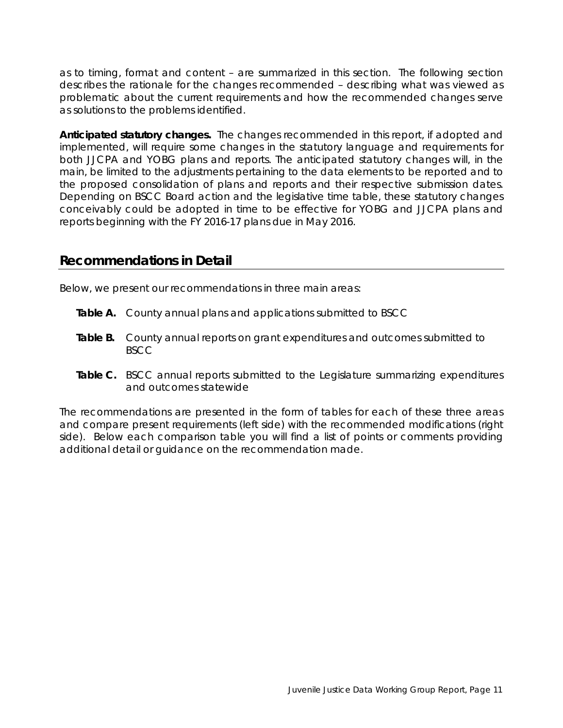as to timing, format and content – are summarized in this section. The following section describes the rationale for the changes recommended – describing what was viewed as problematic about the current requirements and how the recommended changes serve as solutions to the problems identified.

**Anticipated statutory changes.** The changes recommended in this report, if adopted and implemented, will require some changes in the statutory language and requirements for both JJCPA and YOBG plans and reports. The anticipated statutory changes will, in the main, be limited to the adjustments pertaining to the data elements to be reported and to the proposed consolidation of plans and reports and their respective submission dates. Depending on BSCC Board action and the legislative time table, these statutory changes conceivably could be adopted in time to be effective for YOBG and JJCPA plans and reports beginning with the FY 2016-17 plans due in May 2016.

## Recommendations in Detail

Below, we present our recommendations in three main areas:

- **Table A.** County annual plans and applications submitted to BSCC
- **Table B.** County annual reports on grant expenditures and outcomes submitted to BSCC
- **Table C.** BSCC annual reports submitted to the Legislature summarizing expenditures and outcomes statewide

The recommendations are presented in the form of tables for each of these three areas and compare present requirements (left side) with the recommended modifications (right side). Below each comparison table you will find a list of points or comments providing additional detail or guidance on the recommendation made.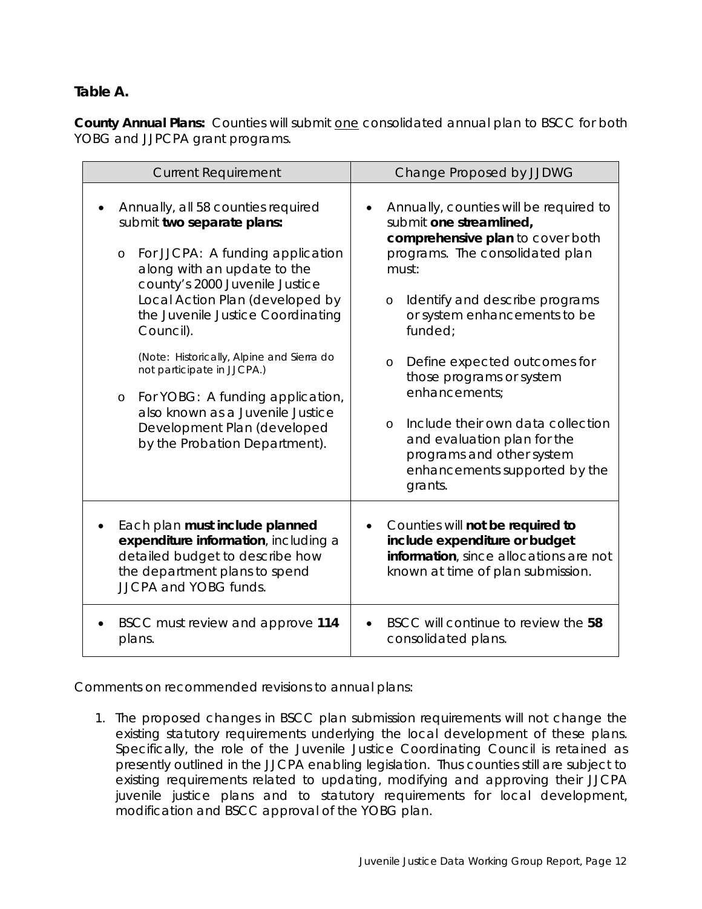**Table A.**

**County Annual Plans:** Counties will submit <u>one</u> consolidated annual plan to BSCC for both YOBG and JJPCPA grant programs.

| Current Requirement | Change Proposed by JJDWG |
|---|---|
| • Annually, all 58 counties required submit **two separate plans:**<br>o For JJCPA: A funding application along with an update to the county's 2000 Juvenile Justice Local Action Plan (developed by the Juvenile Justice Coordinating Council).<br>(Note: Historically, Alpine and Sierra do not participate in JJCPA.)<br>o For YOBG: A funding application, also known as a Juvenile Justice Development Plan (developed by the Probation Department). | • Annually, counties will be required to submit **one streamlined, comprehensive plan** to cover both programs. The consolidated plan must:<br>o Identify and describe programs or system enhancements to be funded;<br>o Define expected outcomes for those programs or system enhancements;<br>o Include their own data collection and evaluation plan for the programs and other system enhancements supported by the grants. |
| • Each plan **must include planned expenditure information**, including a detailed budget to describe how the department plans to spend JJCPA and YOBG funds. | • Counties will **not be required to include expenditure or budget information**, since allocations are not known at time of plan submission. |
| • BSCC must review and approve **114** plans. | • BSCC will continue to review the **58** consolidated plans. |

Comments on recommended revisions to annual plans:

1. The proposed changes in BSCC plan submission requirements will not change the existing statutory requirements underlying the local development of these plans. Specifically, the role of the Juvenile Justice Coordinating Council is retained as presently outlined in the JJCPA enabling legislation. Thus counties still are subject to existing requirements related to updating, modifying and approving their JJCPA juvenile justice plans and to statutory requirements for local development, modification and BSCC approval of the YOBG plan.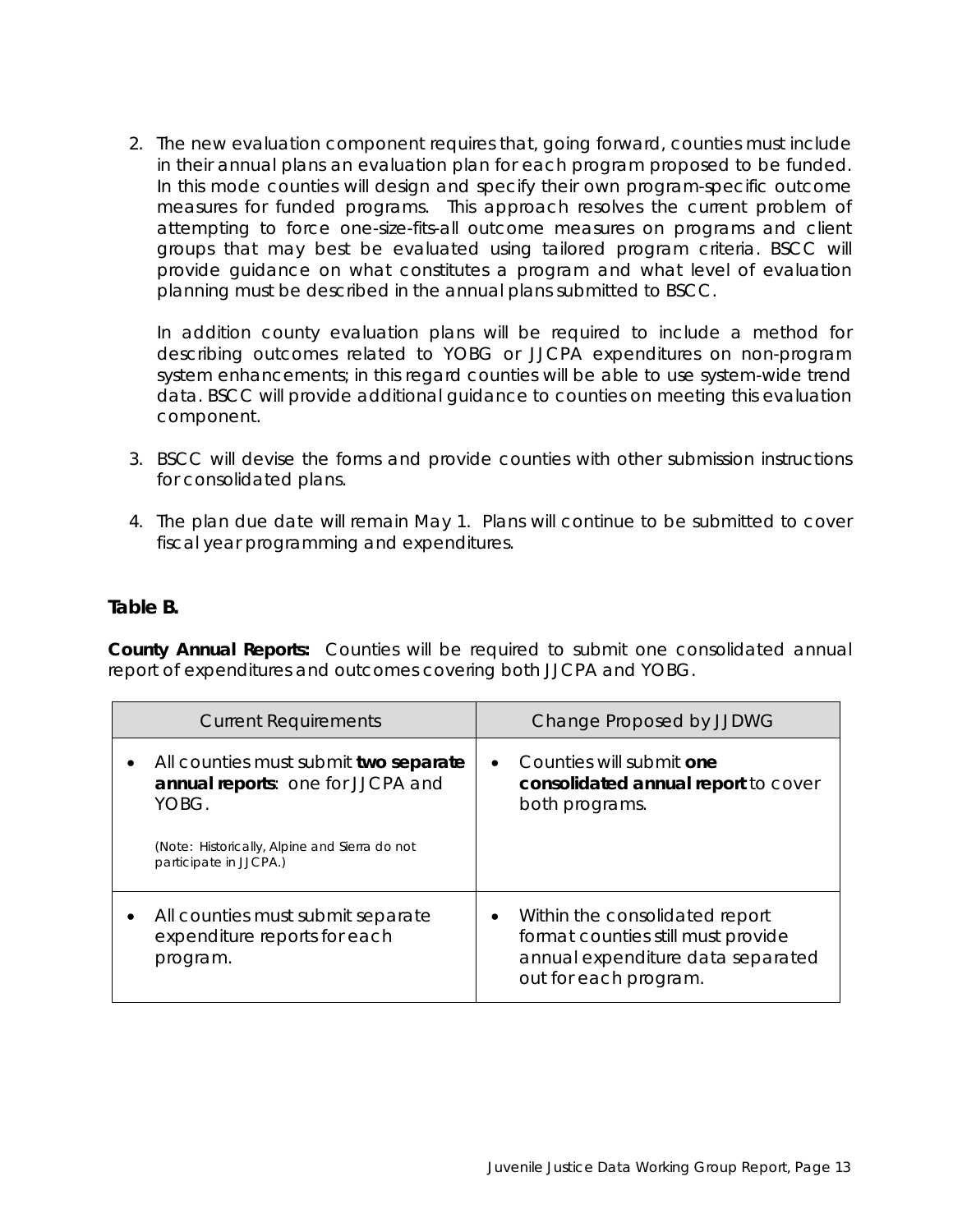2. The new evaluation component requires that, going forward, counties must include in their annual plans an evaluation plan for each program proposed to be funded. In this mode counties will design and specify their own program-specific outcome measures for funded programs. This approach resolves the current problem of attempting to force one-size-fits-all outcome measures on programs and client groups that may best be evaluated using tailored program criteria. BSCC will provide guidance on what constitutes a program and what level of evaluation planning must be described in the annual plans submitted to BSCC.

   In addition county evaluation plans will be required to include a method for describing outcomes related to YOBG or JJCPA expenditures on non-program system enhancements; in this regard counties will be able to use system-wide trend data. BSCC will provide additional guidance to counties on meeting this evaluation component.

3. BSCC will devise the forms and provide counties with other submission instructions for consolidated plans.

4. The plan due date will remain May 1. Plans will continue to be submitted to cover fiscal year programming and expenditures.

**Table B.**

**County Annual Reports:** Counties will be required to submit one consolidated annual report of expenditures and outcomes covering both JJCPA and YOBG.

| Current Requirements | Change Proposed by JJDWG |
|---|---|
| • All counties must submit **two separate annual reports**: one for JJCPA and YOBG.<br><br>(Note: Historically, Alpine and Sierra do not participate in JJCPA.) | • Counties will submit **one consolidated annual report** to cover both programs. |
| • All counties must submit separate expenditure reports for each program. | • Within the consolidated report format counties still must provide annual expenditure data separated out for each program. |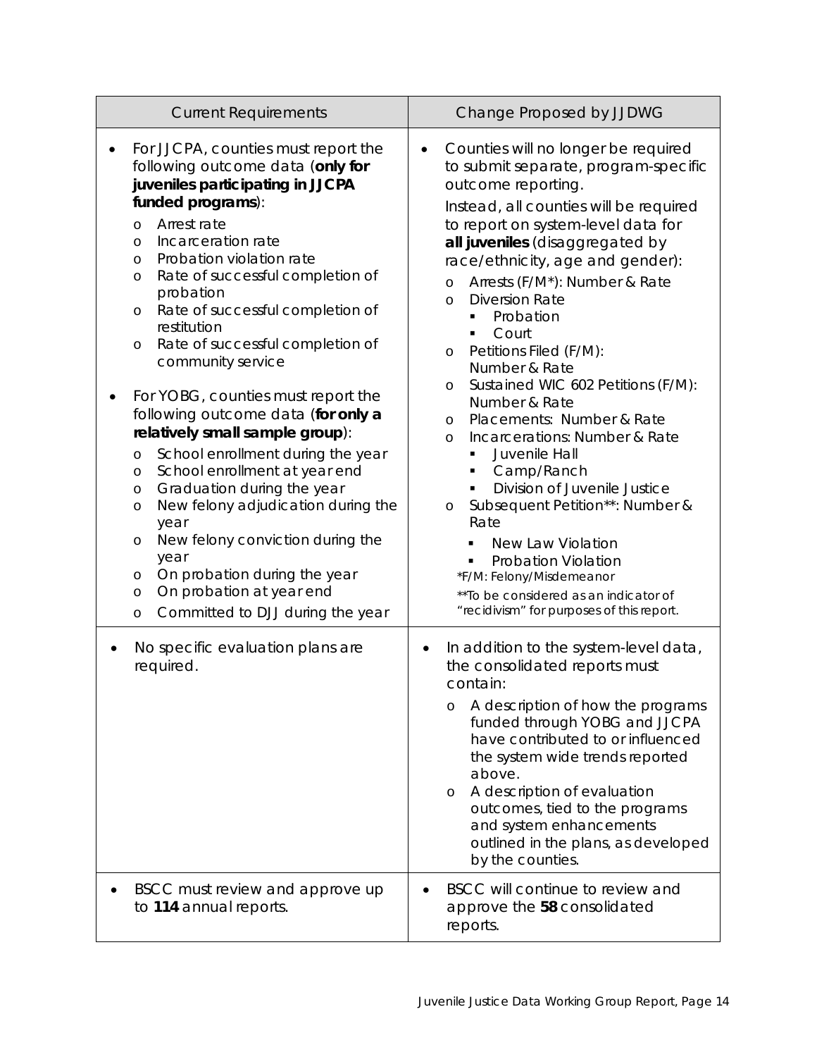| Current Requirements | Change Proposed by JJDWG |
|---|---|
| • For JJCPA, counties must report the following outcome data (**only for juveniles participating in JJCPA funded programs**):<br>o Arrest rate<br>o Incarceration rate<br>o Probation violation rate<br>o Rate of successful completion of probation<br>o Rate of successful completion of restitution<br>o Rate of successful completion of community service<br><br>• For YOBG, counties must report the following outcome data (**for only a relatively small sample group**):<br>o School enrollment during the year<br>o School enrollment at year end<br>o Graduation during the year<br>o New felony adjudication during the year<br>o New felony conviction during the year<br>o On probation during the year<br>o On probation at year end<br>o Committed to DJJ during the year | • Counties will no longer be required to submit separate, program-specific outcome reporting.<br>Instead, all counties will be required to report on system-level data for **all juveniles** (disaggregated by race/ethnicity, age and gender):<br>o Arrests (F/M*): Number & Rate<br>o Diversion Rate<br>&nbsp;&nbsp;▪ Probation<br>&nbsp;&nbsp;▪ Court<br>o Petitions Filed (F/M): Number & Rate<br>o Sustained WIC 602 Petitions (F/M): Number & Rate<br>o Placements: Number & Rate<br>o Incarcerations: Number & Rate<br>&nbsp;&nbsp;▪ Juvenile Hall<br>&nbsp;&nbsp;▪ Camp/Ranch<br>&nbsp;&nbsp;▪ Division of Juvenile Justice<br>o Subsequent Petition**: Number & Rate<br>&nbsp;&nbsp;▪ New Law Violation<br>&nbsp;&nbsp;▪ Probation Violation<br>*F/M: Felony/Misdemeanor<br>**To be considered as an indicator of "recidivism" for purposes of this report. |
| • No specific evaluation plans are required. | • In addition to the system-level data, the consolidated reports must contain:<br>o A description of how the programs funded through YOBG and JJCPA have contributed to or influenced the system wide trends reported above.<br>o A description of evaluation outcomes, tied to the programs and system enhancements outlined in the plans, as developed by the counties. |
| • BSCC must review and approve up to **114** annual reports. | • BSCC will continue to review and approve the **58** consolidated reports. |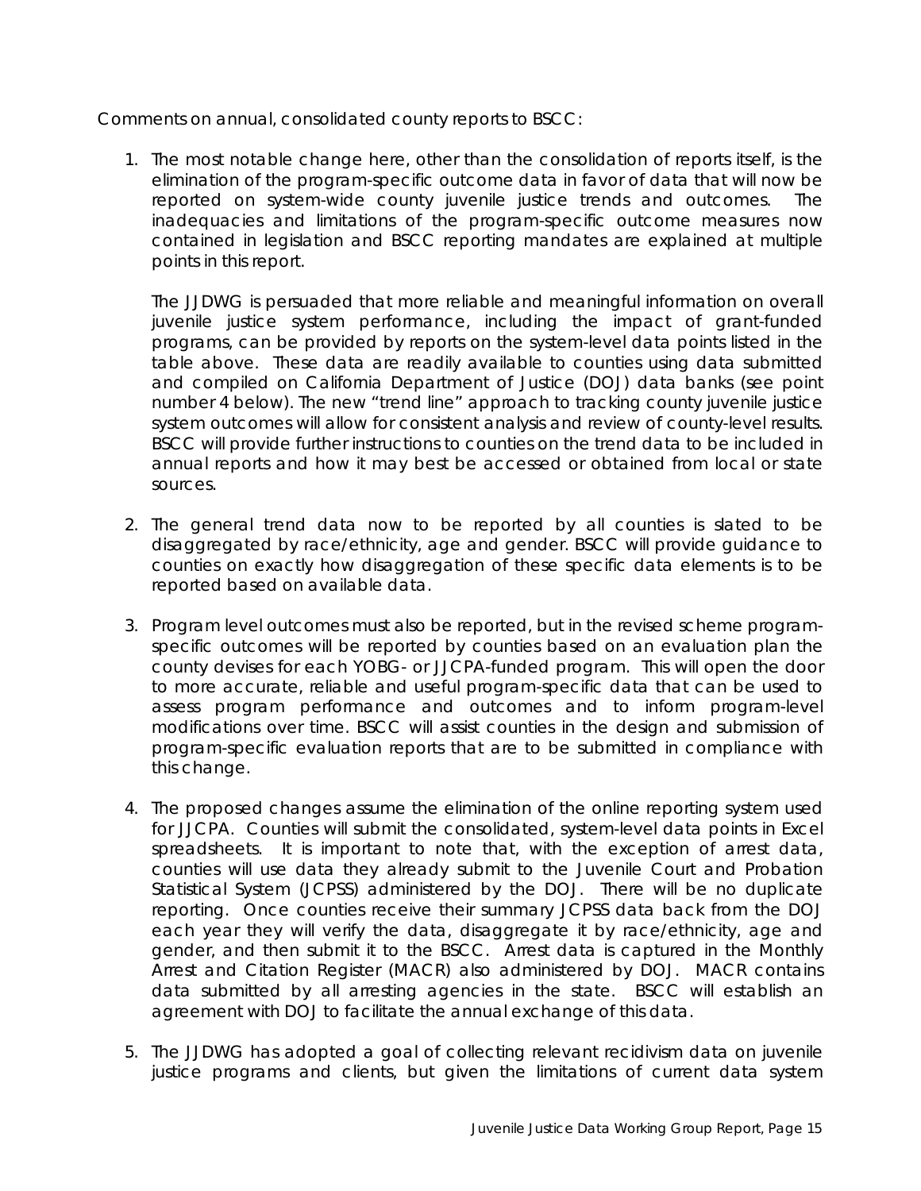Comments on annual, consolidated county reports to BSCC:

1. The most notable change here, other than the consolidation of reports itself, is the elimination of the program-specific outcome data in favor of data that will now be reported on system-wide county juvenile justice trends and outcomes. The inadequacies and limitations of the program-specific outcome measures now contained in legislation and BSCC reporting mandates are explained at multiple points in this report.

   The JJDWG is persuaded that more reliable and meaningful information on overall juvenile justice system performance, including the impact of grant-funded programs, can be provided by reports on the system-level data points listed in the table above. These data are readily available to counties using data submitted and compiled on California Department of Justice (DOJ) data banks (see point number 4 below). The new "trend line" approach to tracking county juvenile justice system outcomes will allow for consistent analysis and review of county-level results. BSCC will provide further instructions to counties on the trend data to be included in annual reports and how it may best be accessed or obtained from local or state sources.

2. The general trend data now to be reported by all counties is slated to be disaggregated by race/ethnicity, age and gender. BSCC will provide guidance to counties on exactly how disaggregation of these specific data elements is to be reported based on available data.

3. Program level outcomes must also be reported, but in the revised scheme program-specific outcomes will be reported by counties based on an evaluation plan the county devises for each YOBG- or JJCPA-funded program. This will open the door to more accurate, reliable and useful program-specific data that can be used to assess program performance and outcomes and to inform program-level modifications over time. BSCC will assist counties in the design and submission of program-specific evaluation reports that are to be submitted in compliance with this change.

4. The proposed changes assume the elimination of the online reporting system used for JJCPA. Counties will submit the consolidated, system-level data points in Excel spreadsheets. It is important to note that, with the exception of arrest data, counties will use data they already submit to the Juvenile Court and Probation Statistical System (JCPSS) administered by the DOJ. There will be no duplicate reporting. Once counties receive their summary JCPSS data back from the DOJ each year they will verify the data, disaggregate it by race/ethnicity, age and gender, and then submit it to the BSCC. Arrest data is captured in the Monthly Arrest and Citation Register (MACR) also administered by DOJ. MACR contains data submitted by all arresting agencies in the state. BSCC will establish an agreement with DOJ to facilitate the annual exchange of this data.

5. The JJDWG has adopted a goal of collecting relevant recidivism data on juvenile justice programs and clients, but given the limitations of current data system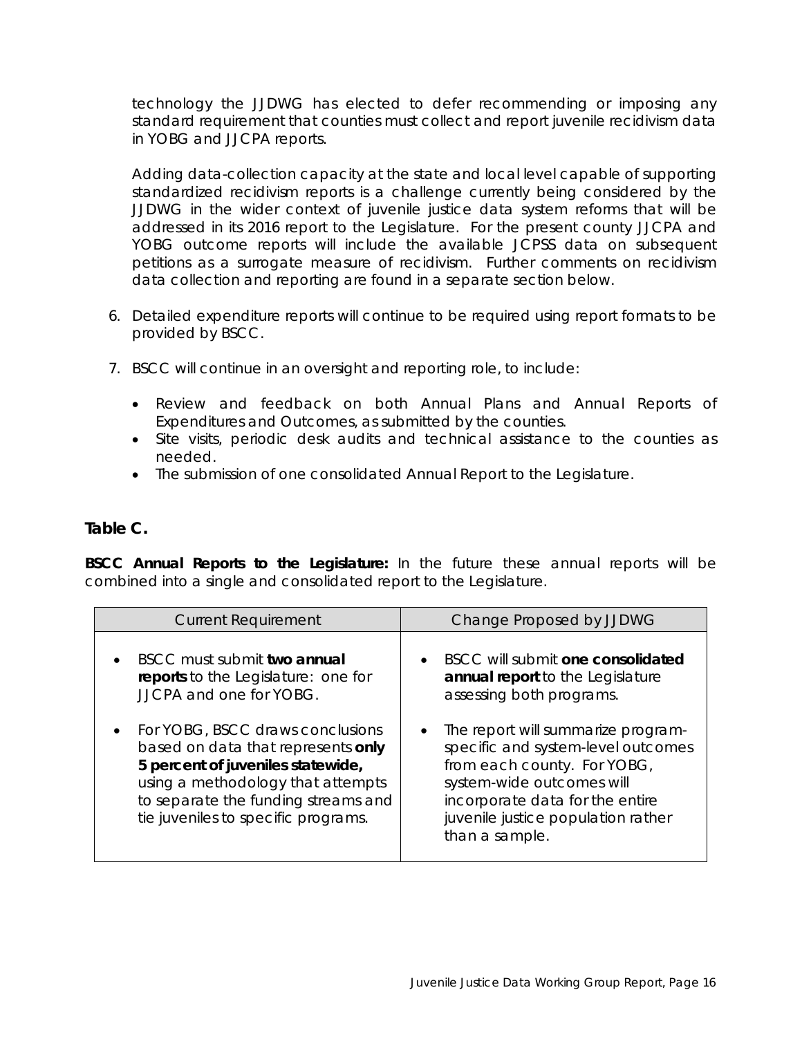technology the JJDWG has elected to defer recommending or imposing any standard requirement that counties must collect and report juvenile recidivism data in YOBG and JJCPA reports.

Adding data-collection capacity at the state and local level capable of supporting standardized recidivism reports is a challenge currently being considered by the JJDWG in the wider context of juvenile justice data system reforms that will be addressed in its 2016 report to the Legislature. For the present county JJCPA and YOBG outcome reports will include the available JCPSS data on subsequent petitions as a surrogate measure of recidivism. Further comments on recidivism data collection and reporting are found in a separate section below.

6. Detailed expenditure reports will continue to be required using report formats to be provided by BSCC.

7. BSCC will continue in an oversight and reporting role, to include:
   - Review and feedback on both Annual Plans and Annual Reports of Expenditures and Outcomes, as submitted by the counties.
   - Site visits, periodic desk audits and technical assistance to the counties as needed.
   - The submission of one consolidated Annual Report to the Legislature.

### Table C.

**BSCC Annual Reports to the Legislature:** In the future these annual reports will be combined into a single and consolidated report to the Legislature.

| Current Requirement | Change Proposed by JJDWG |
|---|---|
| • BSCC must submit **two annual reports** to the Legislature: one for JJCPA and one for YOBG.<br><br>• For YOBG, BSCC draws conclusions based on data that represents **only 5 percent of juveniles statewide,** using a methodology that attempts to separate the funding streams and tie juveniles to specific programs. | • BSCC will submit **one consolidated annual report** to the Legislature assessing both programs.<br><br>• The report will summarize program-specific and system-level outcomes from each county. For YOBG, system-wide outcomes will incorporate data for the entire juvenile justice population rather than a sample. |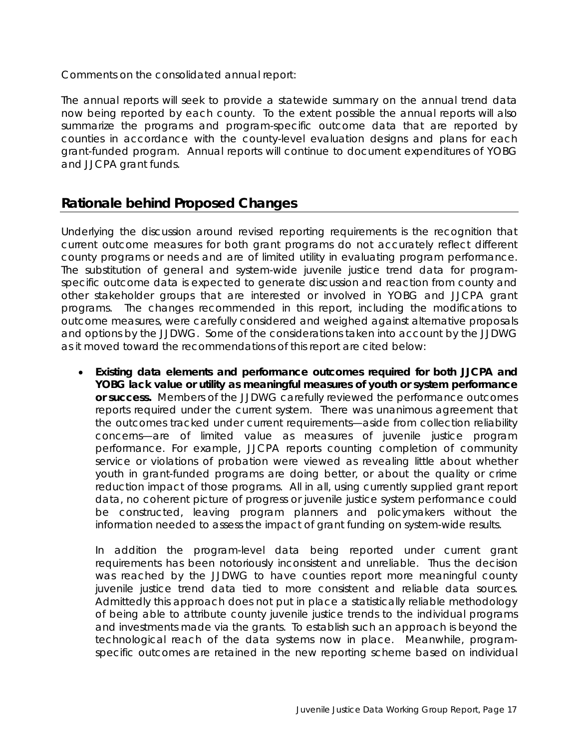Comments on the consolidated annual report:

The annual reports will seek to provide a statewide summary on the annual trend data now being reported by each county. To the extent possible the annual reports will also summarize the programs and program-specific outcome data that are reported by counties in accordance with the county-level evaluation designs and plans for each grant-funded program. Annual reports will continue to document expenditures of YOBG and JJCPA grant funds.

## Rationale behind Proposed Changes

Underlying the discussion around revised reporting requirements is the recognition that current outcome measures for both grant programs do not accurately reflect different county programs or needs and are of limited utility in evaluating program performance. The substitution of general and system-wide juvenile justice trend data for program-specific outcome data is expected to generate discussion and reaction from county and other stakeholder groups that are interested or involved in YOBG and JJCPA grant programs. The changes recommended in this report, including the modifications to outcome measures, were carefully considered and weighed against alternative proposals and options by the JJDWG. Some of the considerations taken into account by the JJDWG as it moved toward the recommendations of this report are cited below:

- **Existing data elements and performance outcomes required for both JJCPA and YOBG lack value or utility as meaningful measures of youth or system performance or success.** Members of the JJDWG carefully reviewed the performance outcomes reports required under the current system. There was unanimous agreement that the outcomes tracked under current requirements—aside from collection reliability concerns—are of limited value as measures of juvenile justice program performance. For example, JJCPA reports counting completion of community service or violations of probation were viewed as revealing little about whether youth in grant-funded programs are doing better, or about the quality or crime reduction impact of those programs. All in all, using currently supplied grant report data, no coherent picture of progress or juvenile justice system performance could be constructed, leaving program planners and policymakers without the information needed to assess the impact of grant funding on system-wide results.

  In addition the program-level data being reported under current grant requirements has been notoriously inconsistent and unreliable. Thus the decision was reached by the JJDWG to have counties report more meaningful county juvenile justice trend data tied to more consistent and reliable data sources. Admittedly this approach does not put in place a statistically reliable methodology of being able to attribute county juvenile justice trends to the individual programs and investments made via the grants. To establish such an approach is beyond the technological reach of the data systems now in place. Meanwhile, program-specific outcomes are retained in the new reporting scheme based on individual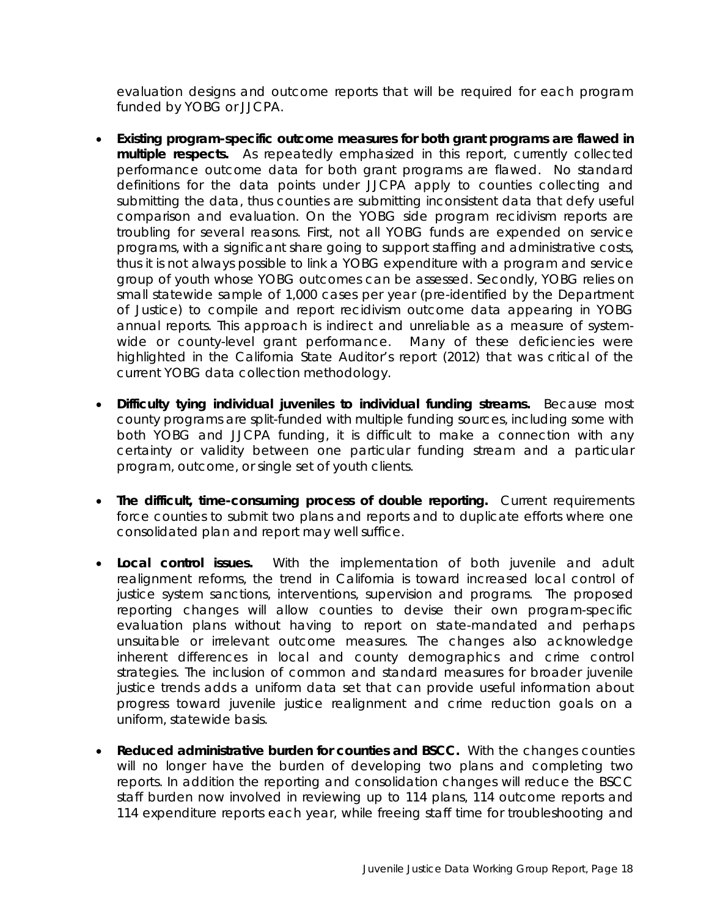evaluation designs and outcome reports that will be required for each program funded by YOBG or JJCPA.

- **Existing program-specific outcome measures for both grant programs are flawed in multiple respects.** As repeatedly emphasized in this report, currently collected performance outcome data for both grant programs are flawed. No standard definitions for the data points under JJCPA apply to counties collecting and submitting the data, thus counties are submitting inconsistent data that defy useful comparison and evaluation. On the YOBG side program recidivism reports are troubling for several reasons. First, not all YOBG funds are expended on service programs, with a significant share going to support staffing and administrative costs, thus it is not always possible to link a YOBG expenditure with a program and service group of youth whose YOBG outcomes can be assessed. Secondly, YOBG relies on small statewide sample of 1,000 cases per year (pre-identified by the Department of Justice) to compile and report recidivism outcome data appearing in YOBG annual reports. This approach is indirect and unreliable as a measure of system-wide or county-level grant performance. Many of these deficiencies were highlighted in the California State Auditor's report (2012) that was critical of the current YOBG data collection methodology.

- **Difficulty tying individual juveniles to individual funding streams.** Because most county programs are split-funded with multiple funding sources, including some with both YOBG and JJCPA funding, it is difficult to make a connection with any certainty or validity between one particular funding stream and a particular program, outcome, or single set of youth clients.

- **The difficult, time-consuming process of double reporting.** Current requirements force counties to submit two plans and reports and to duplicate efforts where one consolidated plan and report may well suffice.

- **Local control issues.** With the implementation of both juvenile and adult realignment reforms, the trend in California is toward increased local control of justice system sanctions, interventions, supervision and programs. The proposed reporting changes will allow counties to devise their own program-specific evaluation plans without having to report on state-mandated and perhaps unsuitable or irrelevant outcome measures. The changes also acknowledge inherent differences in local and county demographics and crime control strategies. The inclusion of common and standard measures for broader juvenile justice trends adds a uniform data set that can provide useful information about progress toward juvenile justice realignment and crime reduction goals on a uniform, statewide basis.

- **Reduced administrative burden for counties and BSCC.** With the changes counties will no longer have the burden of developing two plans and completing two reports. In addition the reporting and consolidation changes will reduce the BSCC staff burden now involved in reviewing up to 114 plans, 114 outcome reports and 114 expenditure reports each year, while freeing staff time for troubleshooting and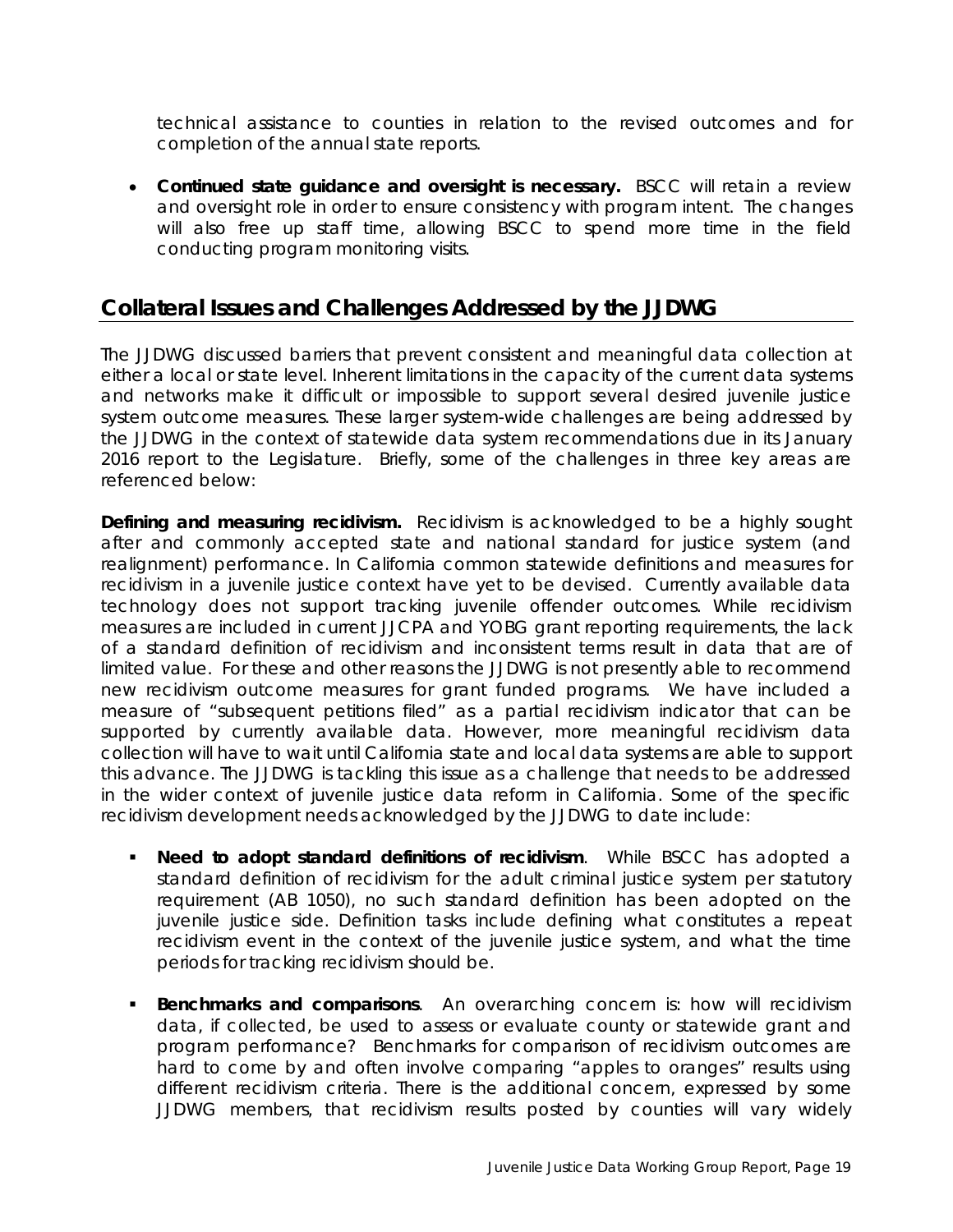technical assistance to counties in relation to the revised outcomes and for completion of the annual state reports.

- **Continued state guidance and oversight is necessary.** BSCC will retain a review and oversight role in order to ensure consistency with program intent. The changes will also free up staff time, allowing BSCC to spend more time in the field conducting program monitoring visits.

## Collateral Issues and Challenges Addressed by the JJDWG

The JJDWG discussed barriers that prevent consistent and meaningful data collection at either a local or state level. Inherent limitations in the capacity of the current data systems and networks make it difficult or impossible to support several desired juvenile justice system outcome measures. These larger system-wide challenges are being addressed by the JJDWG in the context of statewide data system recommendations due in its January 2016 report to the Legislature. Briefly, some of the challenges in three key areas are referenced below:

**Defining and measuring recidivism.** Recidivism is acknowledged to be a highly sought after and commonly accepted state and national standard for justice system (and realignment) performance. In California common statewide definitions and measures for recidivism in a juvenile justice context have yet to be devised. Currently available data technology does not support tracking juvenile offender outcomes. While recidivism measures are included in current JJCPA and YOBG grant reporting requirements, the lack of a standard definition of recidivism and inconsistent terms result in data that are of limited value. For these and other reasons the JJDWG is not presently able to recommend new recidivism outcome measures for grant funded programs. We have included a measure of "subsequent petitions filed" as a partial recidivism indicator that can be supported by currently available data. However, more meaningful recidivism data collection will have to wait until California state and local data systems are able to support this advance. The JJDWG is tackling this issue as a challenge that needs to be addressed in the wider context of juvenile justice data reform in California. Some of the specific recidivism development needs acknowledged by the JJDWG to date include:

- **Need to adopt standard definitions of recidivism**. While BSCC has adopted a standard definition of recidivism for the adult criminal justice system per statutory requirement (AB 1050), no such standard definition has been adopted on the juvenile justice side. Definition tasks include defining what constitutes a repeat recidivism event in the context of the juvenile justice system, and what the time periods for tracking recidivism should be.

- **Benchmarks and comparisons**. An overarching concern is: how will recidivism data, if collected, be used to assess or evaluate county or statewide grant and program performance? Benchmarks for comparison of recidivism outcomes are hard to come by and often involve comparing "apples to oranges" results using different recidivism criteria. There is the additional concern, expressed by some JJDWG members, that recidivism results posted by counties will vary widely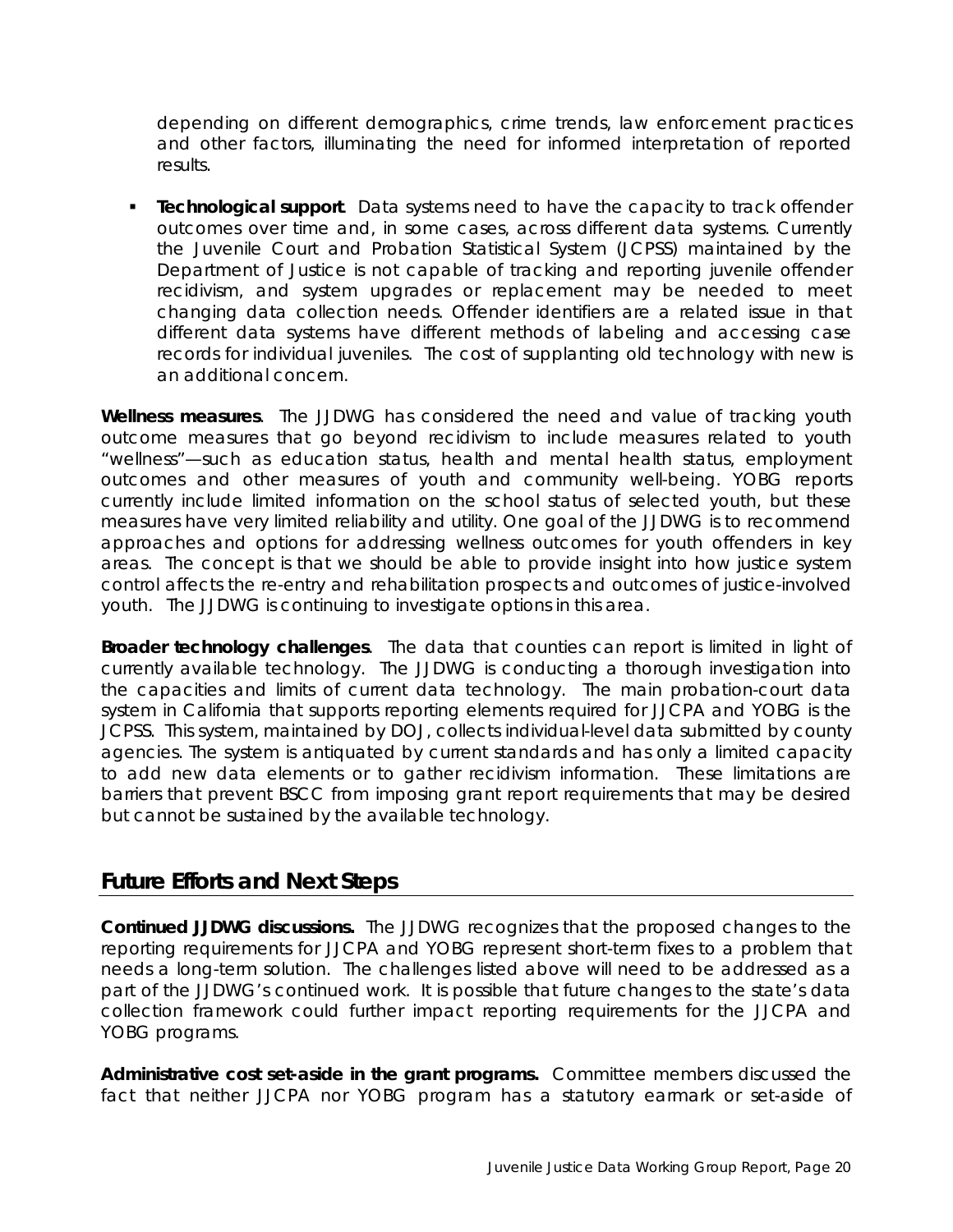depending on different demographics, crime trends, law enforcement practices and other factors, illuminating the need for informed interpretation of reported results.

- **Technological support**. Data systems need to have the capacity to track offender outcomes over time and, in some cases, across different data systems. Currently the Juvenile Court and Probation Statistical System (JCPSS) maintained by the Department of Justice is not capable of tracking and reporting juvenile offender recidivism, and system upgrades or replacement may be needed to meet changing data collection needs. Offender identifiers are a related issue in that different data systems have different methods of labeling and accessing case records for individual juveniles. The cost of supplanting old technology with new is an additional concern.

**Wellness measures**. The JJDWG has considered the need and value of tracking youth outcome measures that go beyond recidivism to include measures related to youth "wellness"—such as education status, health and mental health status, employment outcomes and other measures of youth and community well-being. YOBG reports currently include limited information on the school status of selected youth, but these measures have very limited reliability and utility. One goal of the JJDWG is to recommend approaches and options for addressing wellness outcomes for youth offenders in key areas. The concept is that we should be able to provide insight into how justice system control affects the re-entry and rehabilitation prospects and outcomes of justice-involved youth. The JJDWG is continuing to investigate options in this area.

**Broader technology challenges**. The data that counties can report is limited in light of currently available technology. The JJDWG is conducting a thorough investigation into the capacities and limits of current data technology. The main probation-court data system in California that supports reporting elements required for JJCPA and YOBG is the JCPSS. This system, maintained by DOJ, collects individual-level data submitted by county agencies. The system is antiquated by current standards and has only a limited capacity to add new data elements or to gather recidivism information. These limitations are barriers that prevent BSCC from imposing grant report requirements that may be desired but cannot be sustained by the available technology.

## Future Efforts and Next Steps

**Continued JJDWG discussions.** The JJDWG recognizes that the proposed changes to the reporting requirements for JJCPA and YOBG represent short-term fixes to a problem that needs a long-term solution. The challenges listed above will need to be addressed as a part of the JJDWG's continued work. It is possible that future changes to the state's data collection framework could further impact reporting requirements for the JJCPA and YOBG programs.

**Administrative cost set-aside in the grant programs.** Committee members discussed the fact that neither JJCPA nor YOBG program has a statutory earmark or set-aside of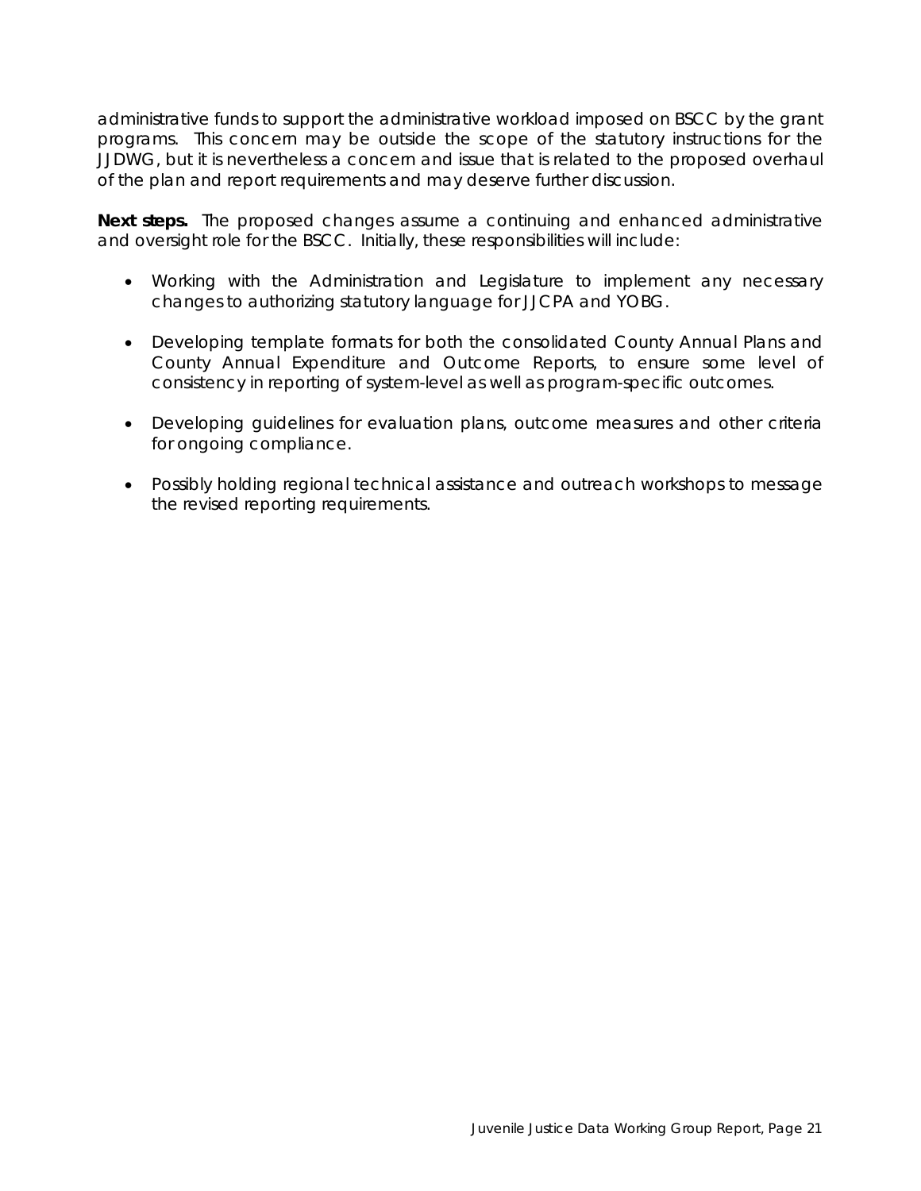administrative funds to support the administrative workload imposed on BSCC by the grant programs. This concern may be outside the scope of the statutory instructions for the JJDWG, but it is nevertheless a concern and issue that is related to the proposed overhaul of the plan and report requirements and may deserve further discussion.

**Next steps.** The proposed changes assume a continuing and enhanced administrative and oversight role for the BSCC. Initially, these responsibilities will include:

- Working with the Administration and Legislature to implement any necessary changes to authorizing statutory language for JJCPA and YOBG.
- Developing template formats for both the consolidated County Annual Plans and County Annual Expenditure and Outcome Reports, to ensure some level of consistency in reporting of system-level as well as program-specific outcomes.
- Developing guidelines for evaluation plans, outcome measures and other criteria for ongoing compliance.
- Possibly holding regional technical assistance and outreach workshops to message the revised reporting requirements.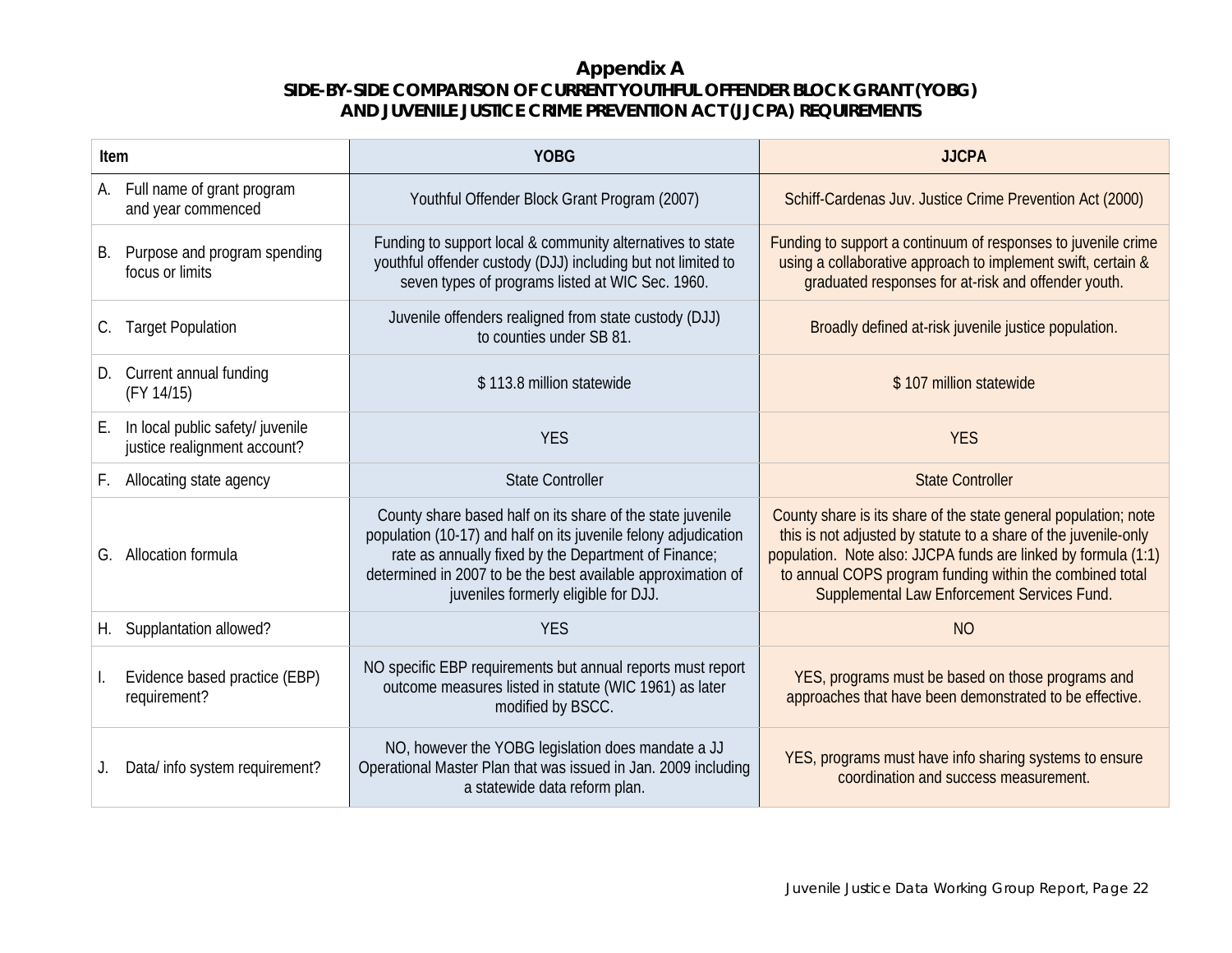# Appendix A

## SIDE-BY-SIDE COMPARISON OF CURRENT YOUTHFUL OFFENDER BLOCK GRANT (YOBG) AND JUVENILE JUSTICE CRIME PREVENTION ACT (JJCPA) REQUIREMENTS

| Item | YOBG | JJCPA |
|---|---|---|
| A. Full name of grant program and year commenced | Youthful Offender Block Grant Program (2007) | Schiff-Cardenas Juv. Justice Crime Prevention Act (2000) |
| B. Purpose and program spending focus or limits | Funding to support local & community alternatives to state youthful offender custody (DJJ) including but not limited to seven types of programs listed at WIC Sec. 1960. | Funding to support a continuum of responses to juvenile crime using a collaborative approach to implement swift, certain & graduated responses for at-risk and offender youth. |
| C. Target Population | Juvenile offenders realigned from state custody (DJJ) to counties under SB 81. | Broadly defined at-risk juvenile justice population. |
| D. Current annual funding (FY 14/15) | $ 113.8 million statewide | $ 107 million statewide |
| E. In local public safety/ juvenile justice realignment account? | YES | YES |
| F. Allocating state agency | State Controller | State Controller |
| G. Allocation formula | County share based half on its share of the state juvenile population (10-17) and half on its juvenile felony adjudication rate as annually fixed by the Department of Finance; determined in 2007 to be the best available approximation of juveniles formerly eligible for DJJ. | County share is its share of the state general population; note this is not adjusted by statute to a share of the juvenile-only population. Note also: JJCPA funds are linked by formula (1:1) to annual COPS program funding within the combined total Supplemental Law Enforcement Services Fund. |
| H. Supplantation allowed? | YES | NO |
| I. Evidence based practice (EBP) requirement? | NO specific EBP requirements but annual reports must report outcome measures listed in statute (WIC 1961) as later modified by BSCC. | YES, programs must be based on those programs and approaches that have been demonstrated to be effective. |
| J. Data/ info system requirement? | NO, however the YOBG legislation does mandate a JJ Operational Master Plan that was issued in Jan. 2009 including a statewide data reform plan. | YES, programs must have info sharing systems to ensure coordination and success measurement. |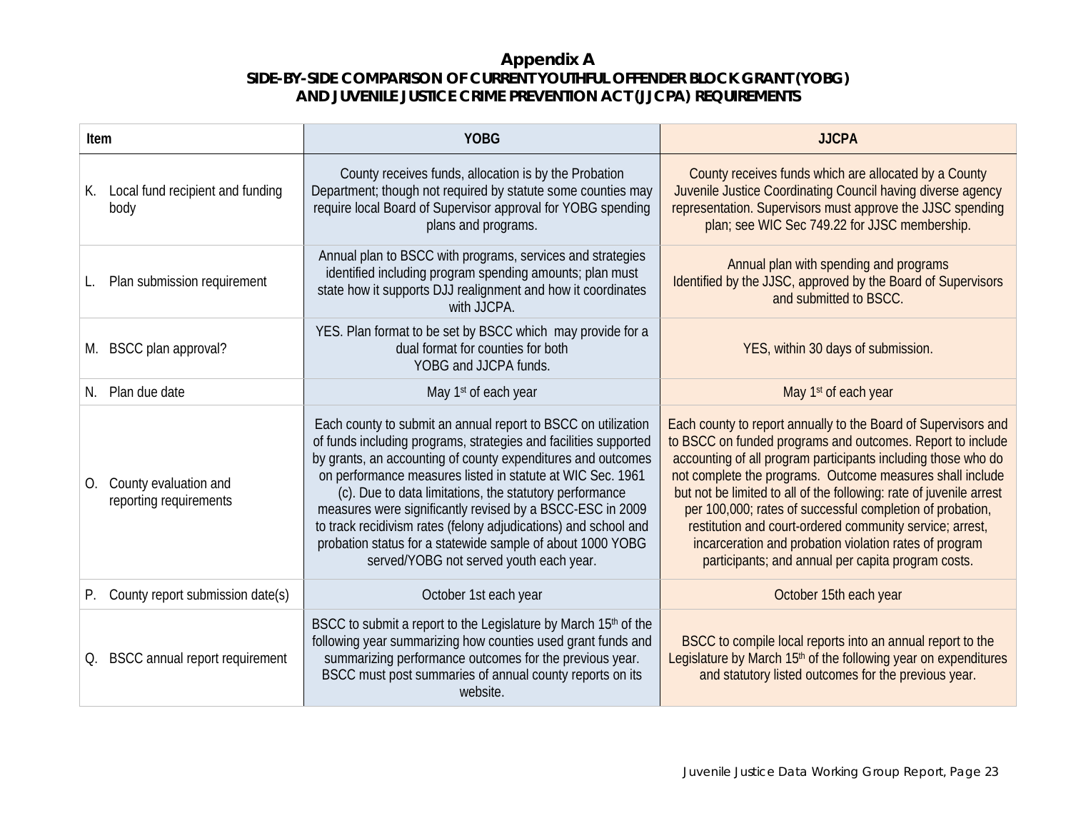# Appendix A

## SIDE-BY-SIDE COMPARISON OF CURRENT YOUTHFUL OFFENDER BLOCK GRANT (YOBG) AND JUVENILE JUSTICE CRIME PREVENTION ACT (JJCPA) REQUIREMENTS

| Item | YOBG | JJCPA |
|---|---|---|
| K. Local fund recipient and funding body | County receives funds, allocation is by the Probation Department; though not required by statute some counties may require local Board of Supervisor approval for YOBG spending plans and programs. | County receives funds which are allocated by a County Juvenile Justice Coordinating Council having diverse agency representation. Supervisors must approve the JJSC spending plan; see WIC Sec 749.22 for JJSC membership. |
| L. Plan submission requirement | Annual plan to BSCC with programs, services and strategies identified including program spending amounts; plan must state how it supports DJJ realignment and how it coordinates with JJCPA. | Annual plan with spending and programs Identified by the JJSC, approved by the Board of Supervisors and submitted to BSCC. |
| M. BSCC plan approval? | YES. Plan format to be set by BSCC which may provide for a dual format for counties for both YOBG and JJCPA funds. | YES, within 30 days of submission. |
| N. Plan due date | May 1st of each year | May 1st of each year |
| O. County evaluation and reporting requirements | Each county to submit an annual report to BSCC on utilization of funds including programs, strategies and facilities supported by grants, an accounting of county expenditures and outcomes on performance measures listed in statute at WIC Sec. 1961 (c). Due to data limitations, the statutory performance measures were significantly revised by a BSCC-ESC in 2009 to track recidivism rates (felony adjudications) and school and probation status for a statewide sample of about 1000 YOBG served/YOBG not served youth each year. | Each county to report annually to the Board of Supervisors and to BSCC on funded programs and outcomes. Report to include accounting of all program participants including those who do not complete the programs. Outcome measures shall include but not be limited to all of the following: rate of juvenile arrest per 100,000; rates of successful completion of probation, restitution and court-ordered community service; arrest, incarceration and probation violation rates of program participants; and annual per capita program costs. |
| P. County report submission date(s) | October 1st each year | October 15th each year |
| Q. BSCC annual report requirement | BSCC to submit a report to the Legislature by March 15th of the following year summarizing how counties used grant funds and summarizing performance outcomes for the previous year. BSCC must post summaries of annual county reports on its website. | BSCC to compile local reports into an annual report to the Legislature by March 15th of the following year on expenditures and statutory listed outcomes for the previous year. |